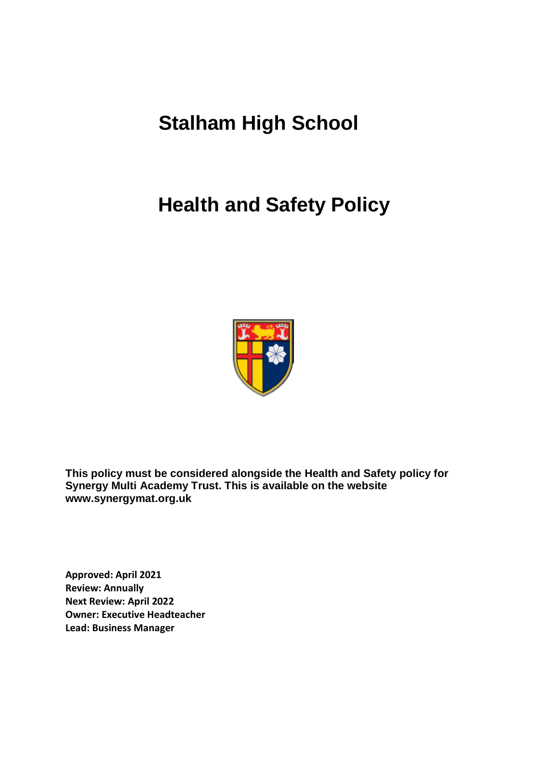# Stalham High School

# Health and Safety Policy

**This policy must be considered alongside the Health and Safety policy for Synergy Multi Academy Trust. This is available on the website www.synergymat.org.uk**

**Approved: April 2021**
**Review: Annually**
**Next Review: April 2022**
**Owner: Executive Headteacher**
**Lead: Business Manager**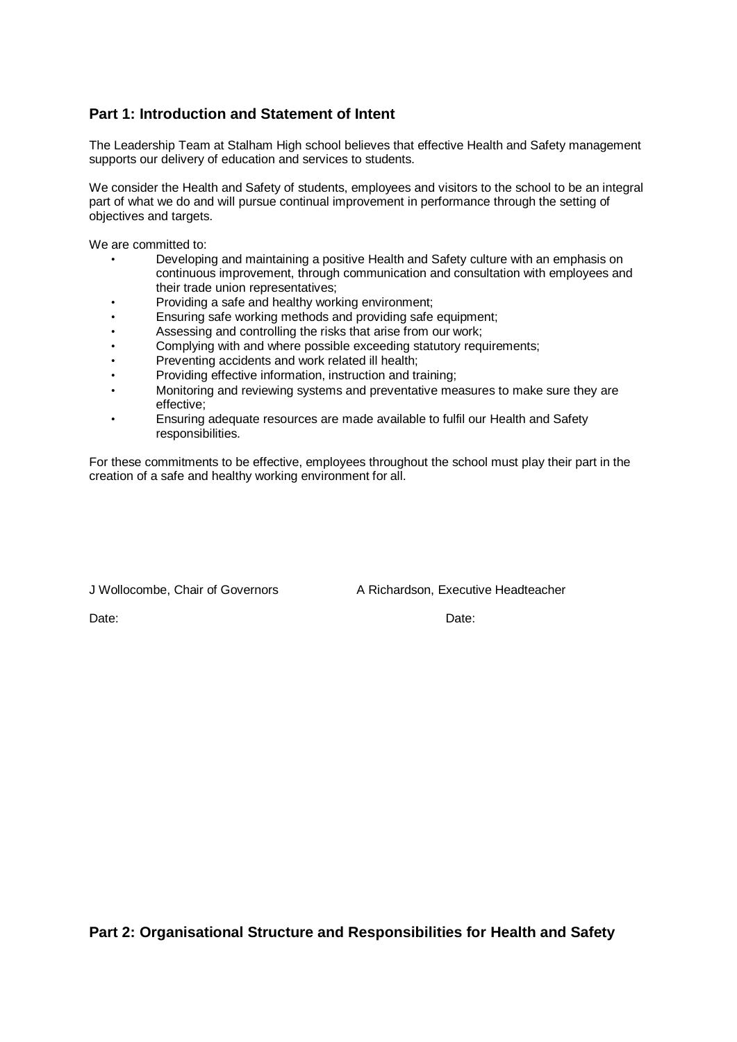## Part 1: Introduction and Statement of Intent

The Leadership Team at Stalham High school believes that effective Health and Safety management supports our delivery of education and services to students.

We consider the Health and Safety of students, employees and visitors to the school to be an integral part of what we do and will pursue continual improvement in performance through the setting of objectives and targets.

We are committed to:

- Developing and maintaining a positive Health and Safety culture with an emphasis on continuous improvement, through communication and consultation with employees and their trade union representatives;
- Providing a safe and healthy working environment;
- Ensuring safe working methods and providing safe equipment;
- Assessing and controlling the risks that arise from our work;
- Complying with and where possible exceeding statutory requirements;
- Preventing accidents and work related ill health;
- Providing effective information, instruction and training;
- Monitoring and reviewing systems and preventative measures to make sure they are effective;
- Ensuring adequate resources are made available to fulfil our Health and Safety responsibilities.

For these commitments to be effective, employees throughout the school must play their part in the creation of a safe and healthy working environment for all.

J Wollocombe, Chair of Governors

Date:

A Richardson, Executive Headteacher

Date:

## Part 2: Organisational Structure and Responsibilities for Health and Safety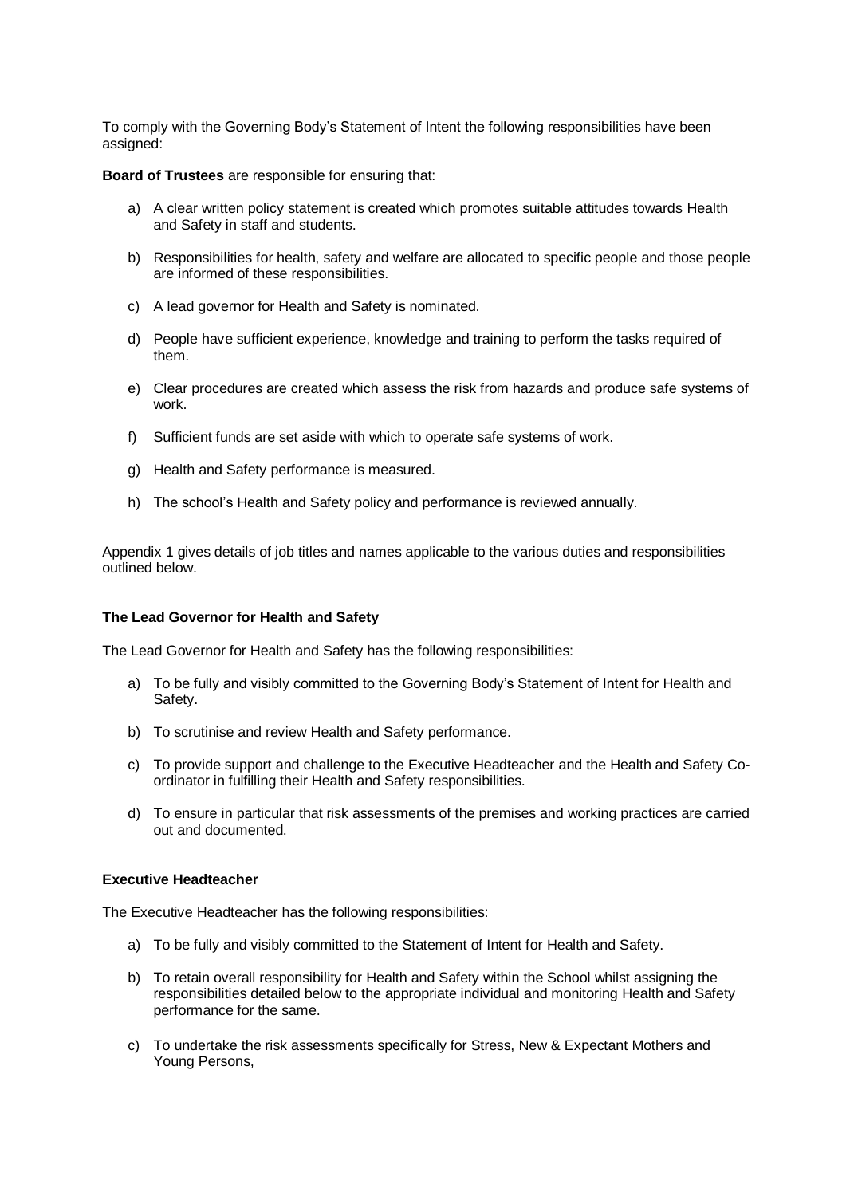To comply with the Governing Body's Statement of Intent the following responsibilities have been assigned:

**Board of Trustees** are responsible for ensuring that:

a) A clear written policy statement is created which promotes suitable attitudes towards Health and Safety in staff and students.

b) Responsibilities for health, safety and welfare are allocated to specific people and those people are informed of these responsibilities.

c) A lead governor for Health and Safety is nominated.

d) People have sufficient experience, knowledge and training to perform the tasks required of them.

e) Clear procedures are created which assess the risk from hazards and produce safe systems of work.

f) Sufficient funds are set aside with which to operate safe systems of work.

g) Health and Safety performance is measured.

h) The school's Health and Safety policy and performance is reviewed annually.

Appendix 1 gives details of job titles and names applicable to the various duties and responsibilities outlined below.

**The Lead Governor for Health and Safety**

The Lead Governor for Health and Safety has the following responsibilities:

a) To be fully and visibly committed to the Governing Body's Statement of Intent for Health and Safety.

b) To scrutinise and review Health and Safety performance.

c) To provide support and challenge to the Executive Headteacher and the Health and Safety Co-ordinator in fulfilling their Health and Safety responsibilities.

d) To ensure in particular that risk assessments of the premises and working practices are carried out and documented.

**Executive Headteacher**

The Executive Headteacher has the following responsibilities:

a) To be fully and visibly committed to the Statement of Intent for Health and Safety.

b) To retain overall responsibility for Health and Safety within the School whilst assigning the responsibilities detailed below to the appropriate individual and monitoring Health and Safety performance for the same.

c) To undertake the risk assessments specifically for Stress, New & Expectant Mothers and Young Persons,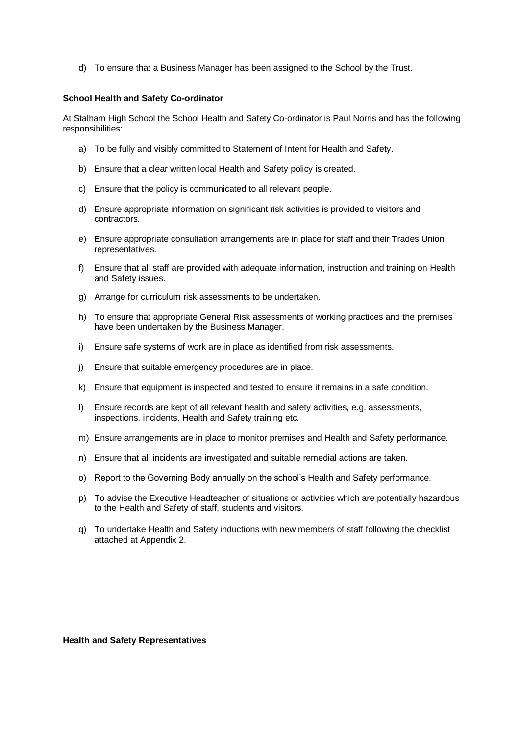d) To ensure that a Business Manager has been assigned to the School by the Trust.

**School Health and Safety Co-ordinator**

At Stalham High School the School Health and Safety Co-ordinator is Paul Norris and has the following responsibilities:

a) To be fully and visibly committed to Statement of Intent for Health and Safety.

b) Ensure that a clear written local Health and Safety policy is created.

c) Ensure that the policy is communicated to all relevant people.

d) Ensure appropriate information on significant risk activities is provided to visitors and contractors.

e) Ensure appropriate consultation arrangements are in place for staff and their Trades Union representatives.

f) Ensure that all staff are provided with adequate information, instruction and training on Health and Safety issues.

g) Arrange for curriculum risk assessments to be undertaken.

h) To ensure that appropriate General Risk assessments of working practices and the premises have been undertaken by the Business Manager.

i) Ensure safe systems of work are in place as identified from risk assessments.

j) Ensure that suitable emergency procedures are in place.

k) Ensure that equipment is inspected and tested to ensure it remains in a safe condition.

l) Ensure records are kept of all relevant health and safety activities, e.g. assessments, inspections, incidents, Health and Safety training etc.

m) Ensure arrangements are in place to monitor premises and Health and Safety performance.

n) Ensure that all incidents are investigated and suitable remedial actions are taken.

o) Report to the Governing Body annually on the school's Health and Safety performance.

p) To advise the Executive Headteacher of situations or activities which are potentially hazardous to the Health and Safety of staff, students and visitors.

q) To undertake Health and Safety inductions with new members of staff following the checklist attached at Appendix 2.

**Health and Safety Representatives**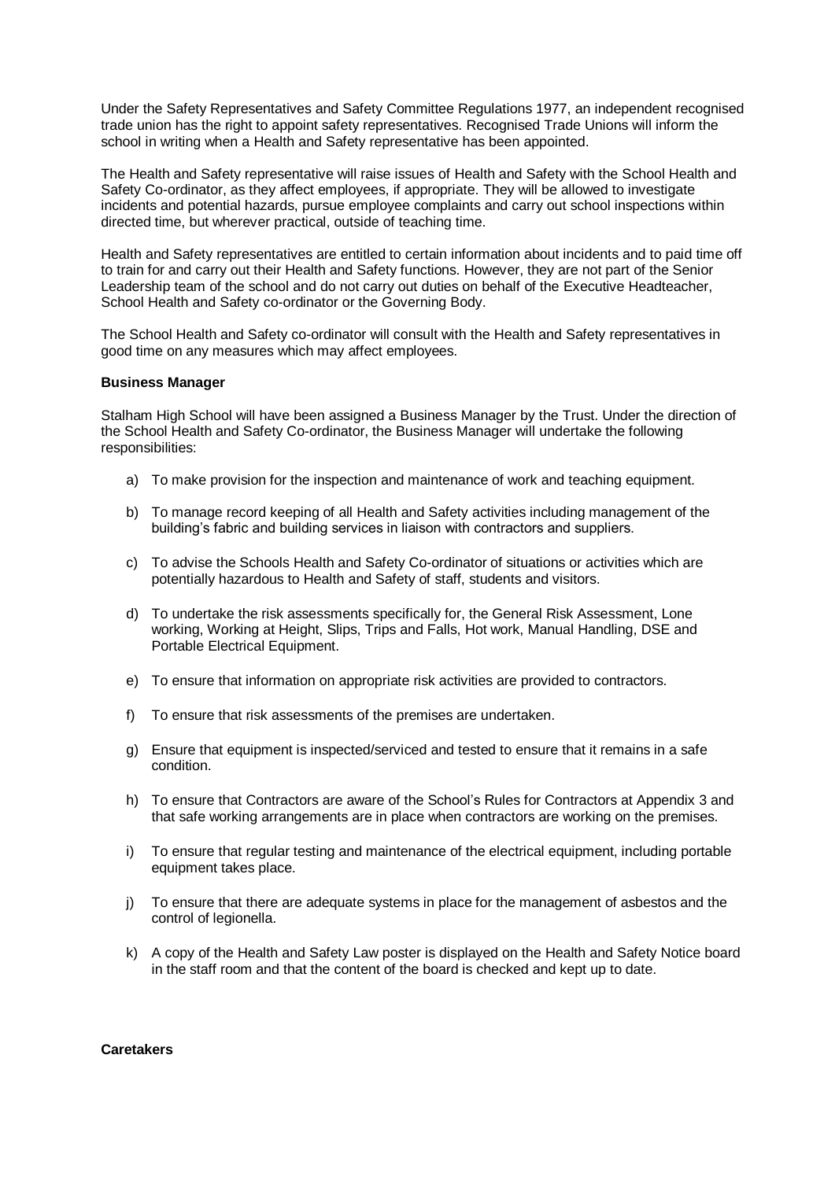Under the Safety Representatives and Safety Committee Regulations 1977, an independent recognised trade union has the right to appoint safety representatives. Recognised Trade Unions will inform the school in writing when a Health and Safety representative has been appointed.

The Health and Safety representative will raise issues of Health and Safety with the School Health and Safety Co-ordinator, as they affect employees, if appropriate. They will be allowed to investigate incidents and potential hazards, pursue employee complaints and carry out school inspections within directed time, but wherever practical, outside of teaching time.

Health and Safety representatives are entitled to certain information about incidents and to paid time off to train for and carry out their Health and Safety functions. However, they are not part of the Senior Leadership team of the school and do not carry out duties on behalf of the Executive Headteacher, School Health and Safety co-ordinator or the Governing Body.

The School Health and Safety co-ordinator will consult with the Health and Safety representatives in good time on any measures which may affect employees.

**Business Manager**

Stalham High School will have been assigned a Business Manager by the Trust. Under the direction of the School Health and Safety Co-ordinator, the Business Manager will undertake the following responsibilities:

a) To make provision for the inspection and maintenance of work and teaching equipment.

b) To manage record keeping of all Health and Safety activities including management of the building's fabric and building services in liaison with contractors and suppliers.

c) To advise the Schools Health and Safety Co-ordinator of situations or activities which are potentially hazardous to Health and Safety of staff, students and visitors.

d) To undertake the risk assessments specifically for, the General Risk Assessment, Lone working, Working at Height, Slips, Trips and Falls, Hot work, Manual Handling, DSE and Portable Electrical Equipment.

e) To ensure that information on appropriate risk activities are provided to contractors.

f) To ensure that risk assessments of the premises are undertaken.

g) Ensure that equipment is inspected/serviced and tested to ensure that it remains in a safe condition.

h) To ensure that Contractors are aware of the School's Rules for Contractors at Appendix 3 and that safe working arrangements are in place when contractors are working on the premises.

i) To ensure that regular testing and maintenance of the electrical equipment, including portable equipment takes place.

j) To ensure that there are adequate systems in place for the management of asbestos and the control of legionella.

k) A copy of the Health and Safety Law poster is displayed on the Health and Safety Notice board in the staff room and that the content of the board is checked and kept up to date.

**Caretakers**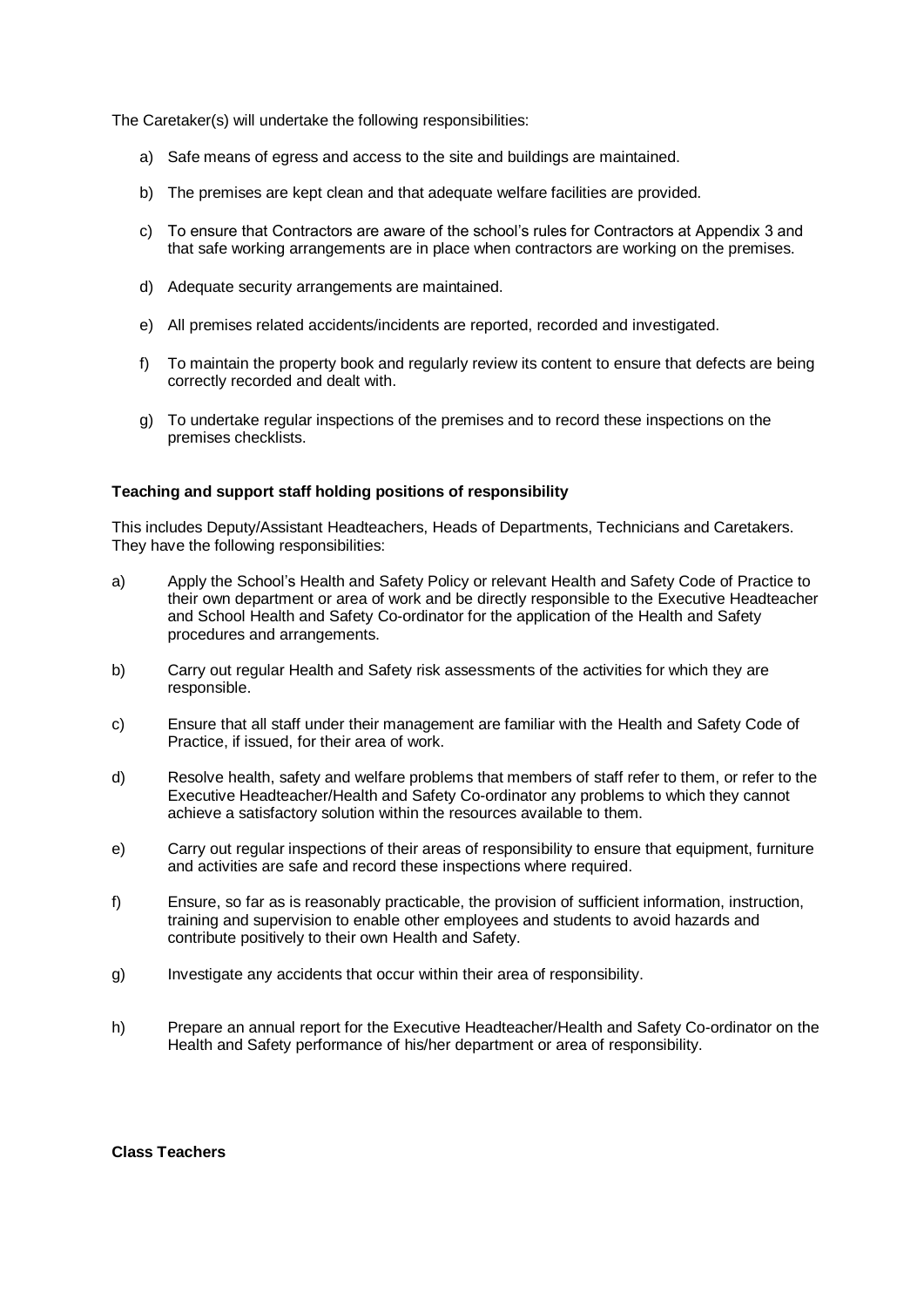The Caretaker(s) will undertake the following responsibilities:

a) Safe means of egress and access to the site and buildings are maintained.

b) The premises are kept clean and that adequate welfare facilities are provided.

c) To ensure that Contractors are aware of the school's rules for Contractors at Appendix 3 and that safe working arrangements are in place when contractors are working on the premises.

d) Adequate security arrangements are maintained.

e) All premises related accidents/incidents are reported, recorded and investigated.

f) To maintain the property book and regularly review its content to ensure that defects are being correctly recorded and dealt with.

g) To undertake regular inspections of the premises and to record these inspections on the premises checklists.

**Teaching and support staff holding positions of responsibility**

This includes Deputy/Assistant Headteachers, Heads of Departments, Technicians and Caretakers. They have the following responsibilities:

a) Apply the School's Health and Safety Policy or relevant Health and Safety Code of Practice to their own department or area of work and be directly responsible to the Executive Headteacher and School Health and Safety Co-ordinator for the application of the Health and Safety procedures and arrangements.

b) Carry out regular Health and Safety risk assessments of the activities for which they are responsible.

c) Ensure that all staff under their management are familiar with the Health and Safety Code of Practice, if issued, for their area of work.

d) Resolve health, safety and welfare problems that members of staff refer to them, or refer to the Executive Headteacher/Health and Safety Co-ordinator any problems to which they cannot achieve a satisfactory solution within the resources available to them.

e) Carry out regular inspections of their areas of responsibility to ensure that equipment, furniture and activities are safe and record these inspections where required.

f) Ensure, so far as is reasonably practicable, the provision of sufficient information, instruction, training and supervision to enable other employees and students to avoid hazards and contribute positively to their own Health and Safety.

g) Investigate any accidents that occur within their area of responsibility.

h) Prepare an annual report for the Executive Headteacher/Health and Safety Co-ordinator on the Health and Safety performance of his/her department or area of responsibility.

**Class Teachers**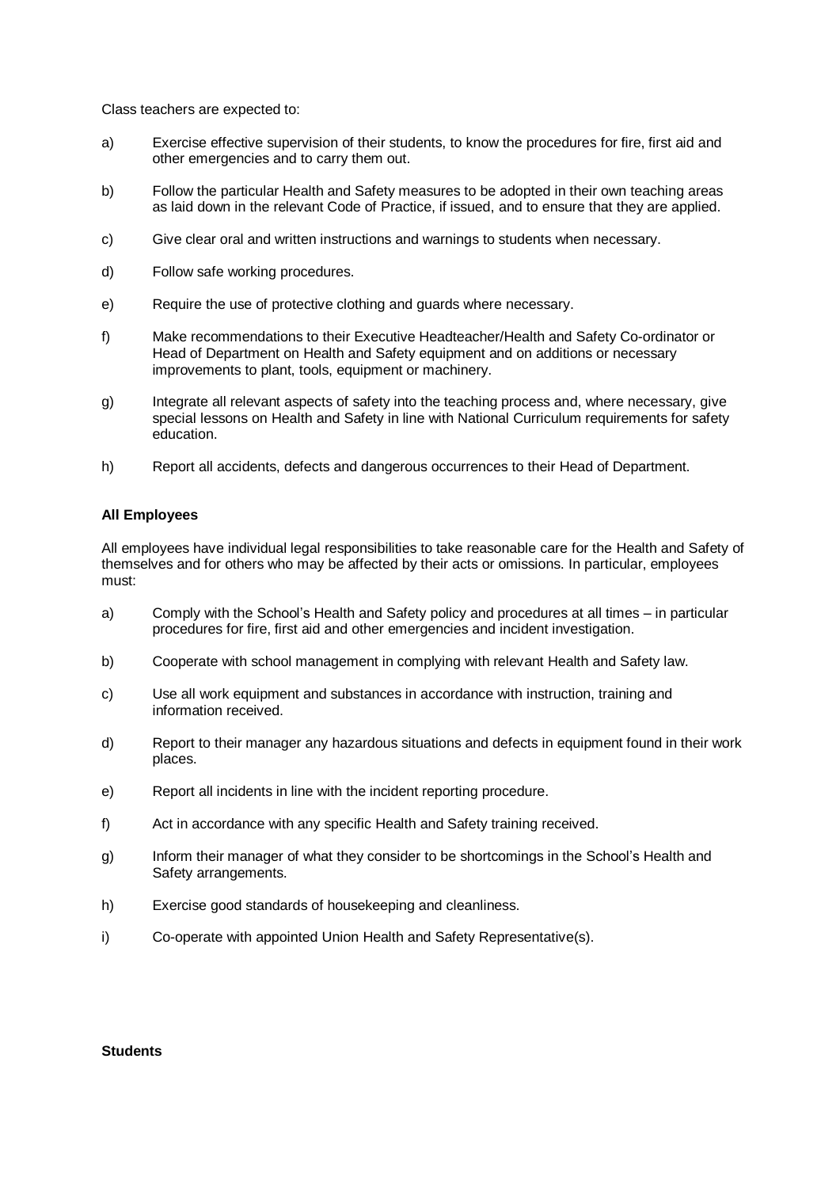Class teachers are expected to:

a) Exercise effective supervision of their students, to know the procedures for fire, first aid and other emergencies and to carry them out.

b) Follow the particular Health and Safety measures to be adopted in their own teaching areas as laid down in the relevant Code of Practice, if issued, and to ensure that they are applied.

c) Give clear oral and written instructions and warnings to students when necessary.

d) Follow safe working procedures.

e) Require the use of protective clothing and guards where necessary.

f) Make recommendations to their Executive Headteacher/Health and Safety Co-ordinator or Head of Department on Health and Safety equipment and on additions or necessary improvements to plant, tools, equipment or machinery.

g) Integrate all relevant aspects of safety into the teaching process and, where necessary, give special lessons on Health and Safety in line with National Curriculum requirements for safety education.

h) Report all accidents, defects and dangerous occurrences to their Head of Department.

**All Employees**

All employees have individual legal responsibilities to take reasonable care for the Health and Safety of themselves and for others who may be affected by their acts or omissions. In particular, employees must:

a) Comply with the School's Health and Safety policy and procedures at all times – in particular procedures for fire, first aid and other emergencies and incident investigation.

b) Cooperate with school management in complying with relevant Health and Safety law.

c) Use all work equipment and substances in accordance with instruction, training and information received.

d) Report to their manager any hazardous situations and defects in equipment found in their work places.

e) Report all incidents in line with the incident reporting procedure.

f) Act in accordance with any specific Health and Safety training received.

g) Inform their manager of what they consider to be shortcomings in the School's Health and Safety arrangements.

h) Exercise good standards of housekeeping and cleanliness.

i) Co-operate with appointed Union Health and Safety Representative(s).

**Students**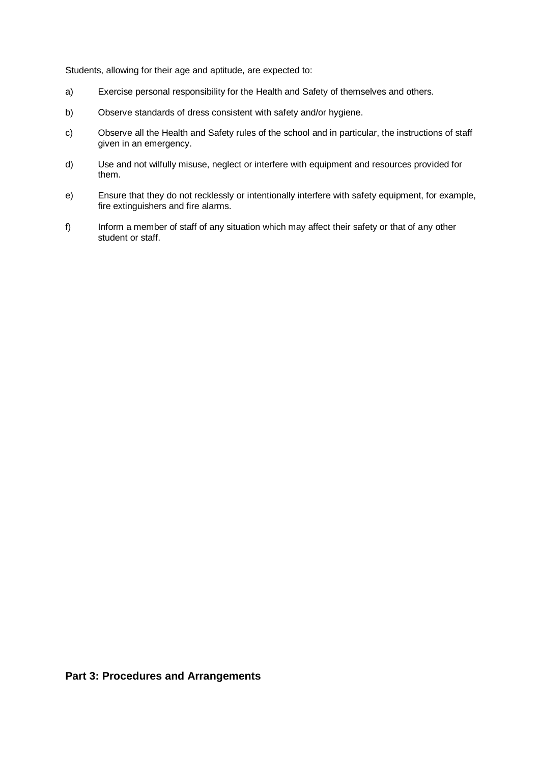Students, allowing for their age and aptitude, are expected to:

a) Exercise personal responsibility for the Health and Safety of themselves and others.

b) Observe standards of dress consistent with safety and/or hygiene.

c) Observe all the Health and Safety rules of the school and in particular, the instructions of staff given in an emergency.

d) Use and not wilfully misuse, neglect or interfere with equipment and resources provided for them.

e) Ensure that they do not recklessly or intentionally interfere with safety equipment, for example, fire extinguishers and fire alarms.

f) Inform a member of staff of any situation which may affect their safety or that of any other student or staff.

## Part 3: Procedures and Arrangements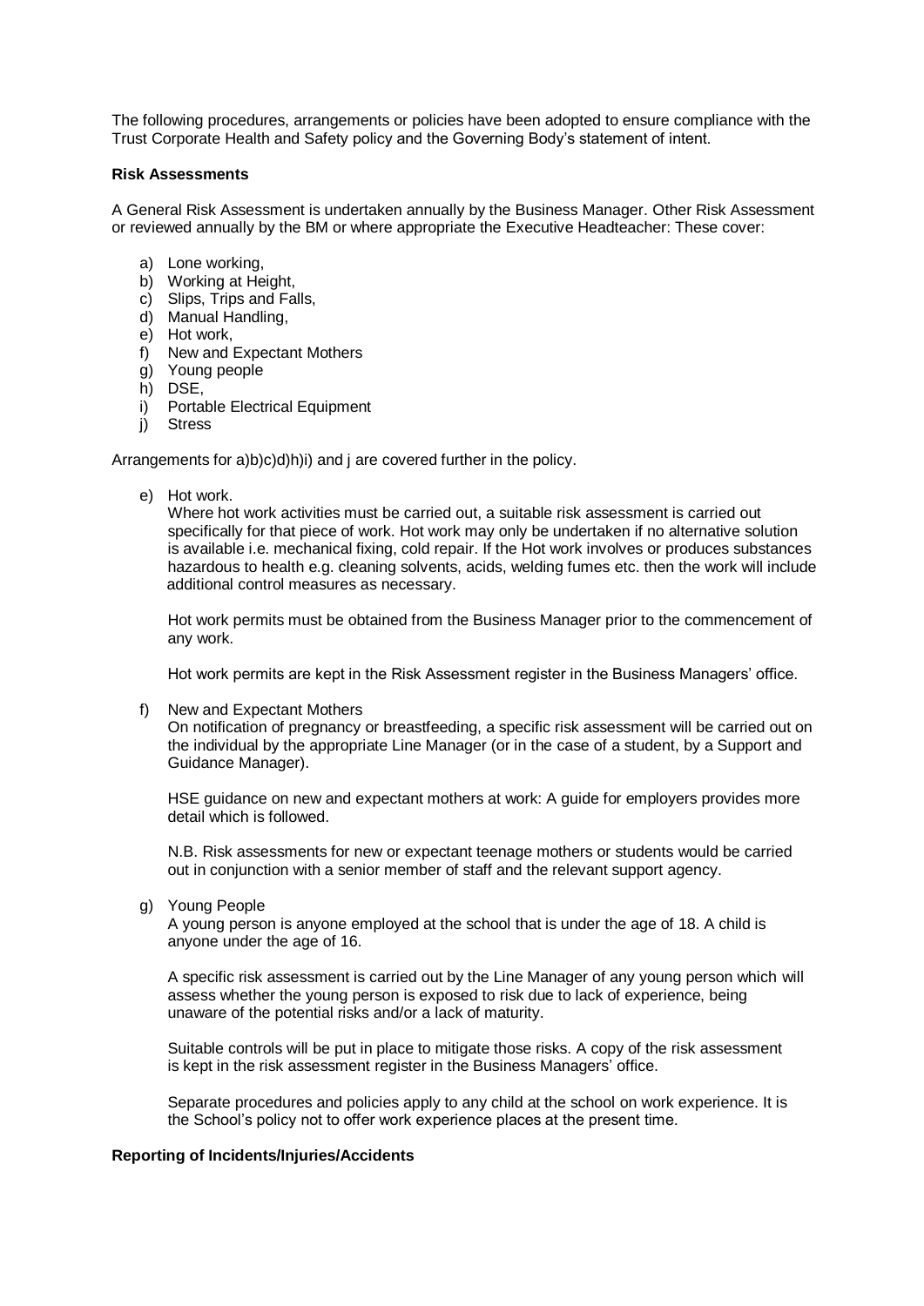The following procedures, arrangements or policies have been adopted to ensure compliance with the Trust Corporate Health and Safety policy and the Governing Body's statement of intent.

**Risk Assessments**

A General Risk Assessment is undertaken annually by the Business Manager. Other Risk Assessment or reviewed annually by the BM or where appropriate the Executive Headteacher: These cover:

a) Lone working,
b) Working at Height,
c) Slips, Trips and Falls,
d) Manual Handling,
e) Hot work,
f) New and Expectant Mothers
g) Young people
h) DSE,
i) Portable Electrical Equipment
j) Stress

Arrangements for a)b)c)d)h)i) and j are covered further in the policy.

e) Hot work.
   Where hot work activities must be carried out, a suitable risk assessment is carried out specifically for that piece of work. Hot work may only be undertaken if no alternative solution is available i.e. mechanical fixing, cold repair. If the Hot work involves or produces substances hazardous to health e.g. cleaning solvents, acids, welding fumes etc. then the work will include additional control measures as necessary.

   Hot work permits must be obtained from the Business Manager prior to the commencement of any work.

   Hot work permits are kept in the Risk Assessment register in the Business Managers' office.

f) New and Expectant Mothers
   On notification of pregnancy or breastfeeding, a specific risk assessment will be carried out on the individual by the appropriate Line Manager (or in the case of a student, by a Support and Guidance Manager).

   HSE guidance on new and expectant mothers at work: A guide for employers provides more detail which is followed.

   N.B. Risk assessments for new or expectant teenage mothers or students would be carried out in conjunction with a senior member of staff and the relevant support agency.

g) Young People
   A young person is anyone employed at the school that is under the age of 18. A child is anyone under the age of 16.

   A specific risk assessment is carried out by the Line Manager of any young person which will assess whether the young person is exposed to risk due to lack of experience, being unaware of the potential risks and/or a lack of maturity.

   Suitable controls will be put in place to mitigate those risks. A copy of the risk assessment is kept in the risk assessment register in the Business Managers' office.

   Separate procedures and policies apply to any child at the school on work experience. It is the School's policy not to offer work experience places at the present time.

**Reporting of Incidents/Injuries/Accidents**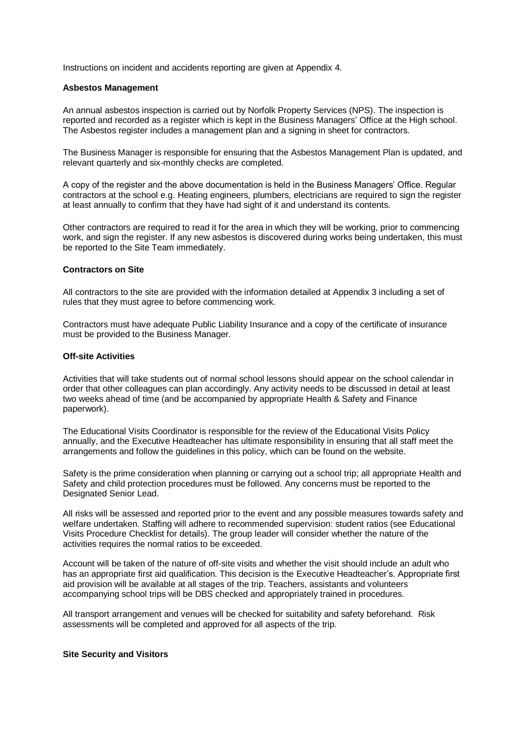Instructions on incident and accidents reporting are given at Appendix 4.

**Asbestos Management**

An annual asbestos inspection is carried out by Norfolk Property Services (NPS). The inspection is reported and recorded as a register which is kept in the Business Managers' Office at the High school. The Asbestos register includes a management plan and a signing in sheet for contractors.

The Business Manager is responsible for ensuring that the Asbestos Management Plan is updated, and relevant quarterly and six-monthly checks are completed.

A copy of the register and the above documentation is held in the Business Managers' Office. Regular contractors at the school e.g. Heating engineers, plumbers, electricians are required to sign the register at least annually to confirm that they have had sight of it and understand its contents.

Other contractors are required to read it for the area in which they will be working, prior to commencing work, and sign the register. If any new asbestos is discovered during works being undertaken, this must be reported to the Site Team immediately.

**Contractors on Site**

All contractors to the site are provided with the information detailed at Appendix 3 including a set of rules that they must agree to before commencing work.

Contractors must have adequate Public Liability Insurance and a copy of the certificate of insurance must be provided to the Business Manager.

**Off-site Activities**

Activities that will take students out of normal school lessons should appear on the school calendar in order that other colleagues can plan accordingly. Any activity needs to be discussed in detail at least two weeks ahead of time (and be accompanied by appropriate Health & Safety and Finance paperwork).

The Educational Visits Coordinator is responsible for the review of the Educational Visits Policy annually, and the Executive Headteacher has ultimate responsibility in ensuring that all staff meet the arrangements and follow the guidelines in this policy, which can be found on the website.

Safety is the prime consideration when planning or carrying out a school trip; all appropriate Health and Safety and child protection procedures must be followed. Any concerns must be reported to the Designated Senior Lead.

All risks will be assessed and reported prior to the event and any possible measures towards safety and welfare undertaken. Staffing will adhere to recommended supervision: student ratios (see Educational Visits Procedure Checklist for details). The group leader will consider whether the nature of the activities requires the normal ratios to be exceeded.

Account will be taken of the nature of off-site visits and whether the visit should include an adult who has an appropriate first aid qualification. This decision is the Executive Headteacher's. Appropriate first aid provision will be available at all stages of the trip. Teachers, assistants and volunteers accompanying school trips will be DBS checked and appropriately trained in procedures.

All transport arrangement and venues will be checked for suitability and safety beforehand. Risk assessments will be completed and approved for all aspects of the trip.

**Site Security and Visitors**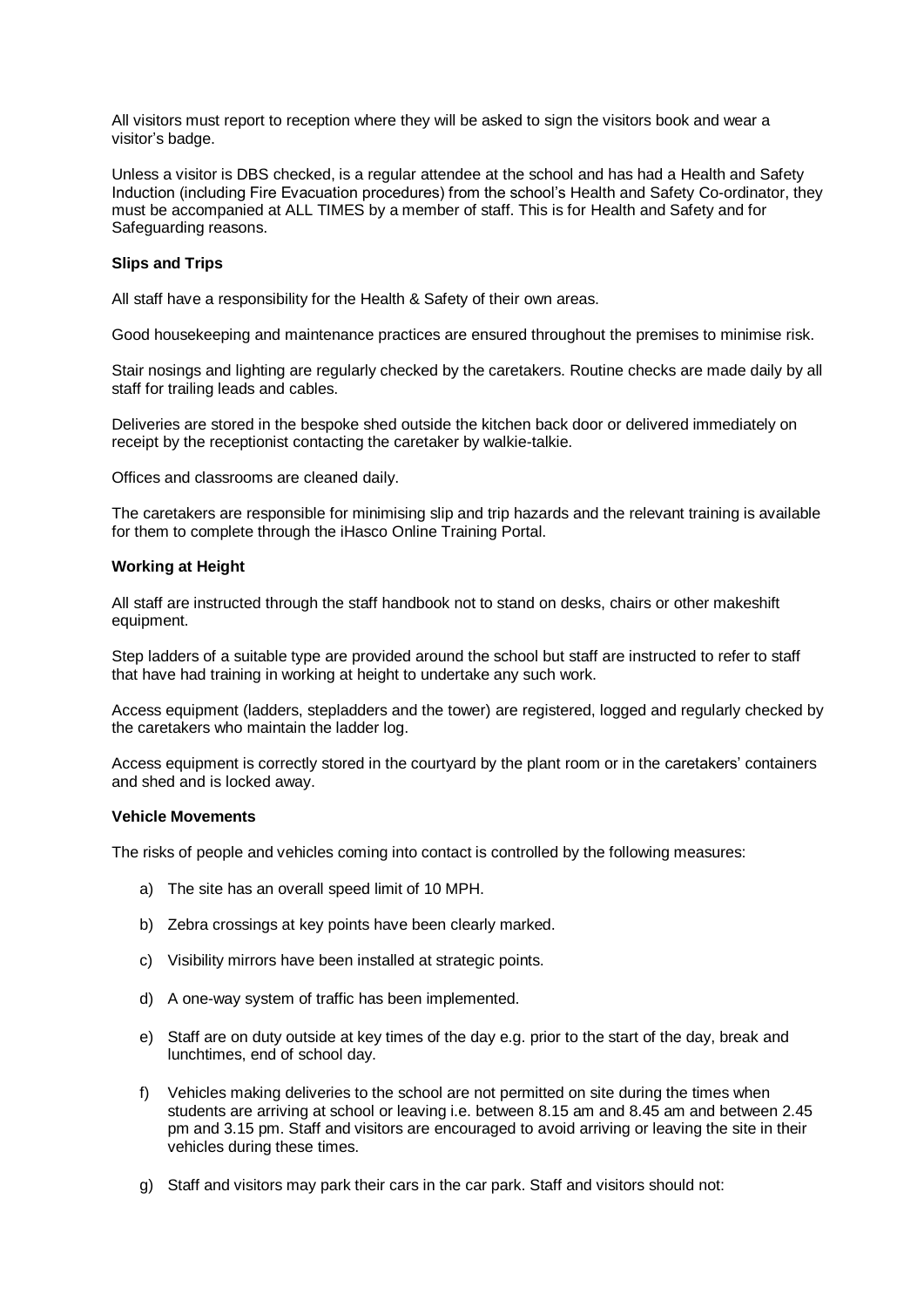All visitors must report to reception where they will be asked to sign the visitors book and wear a visitor's badge.

Unless a visitor is DBS checked, is a regular attendee at the school and has had a Health and Safety Induction (including Fire Evacuation procedures) from the school's Health and Safety Co-ordinator, they must be accompanied at ALL TIMES by a member of staff. This is for Health and Safety and for Safeguarding reasons.

**Slips and Trips**

All staff have a responsibility for the Health & Safety of their own areas.

Good housekeeping and maintenance practices are ensured throughout the premises to minimise risk.

Stair nosings and lighting are regularly checked by the caretakers. Routine checks are made daily by all staff for trailing leads and cables.

Deliveries are stored in the bespoke shed outside the kitchen back door or delivered immediately on receipt by the receptionist contacting the caretaker by walkie-talkie.

Offices and classrooms are cleaned daily.

The caretakers are responsible for minimising slip and trip hazards and the relevant training is available for them to complete through the iHasco Online Training Portal.

**Working at Height**

All staff are instructed through the staff handbook not to stand on desks, chairs or other makeshift equipment.

Step ladders of a suitable type are provided around the school but staff are instructed to refer to staff that have had training in working at height to undertake any such work.

Access equipment (ladders, stepladders and the tower) are registered, logged and regularly checked by the caretakers who maintain the ladder log.

Access equipment is correctly stored in the courtyard by the plant room or in the caretakers' containers and shed and is locked away.

**Vehicle Movements**

The risks of people and vehicles coming into contact is controlled by the following measures:

a) The site has an overall speed limit of 10 MPH.

b) Zebra crossings at key points have been clearly marked.

c) Visibility mirrors have been installed at strategic points.

d) A one-way system of traffic has been implemented.

e) Staff are on duty outside at key times of the day e.g. prior to the start of the day, break and lunchtimes, end of school day.

f) Vehicles making deliveries to the school are not permitted on site during the times when students are arriving at school or leaving i.e. between 8.15 am and 8.45 am and between 2.45 pm and 3.15 pm. Staff and visitors are encouraged to avoid arriving or leaving the site in their vehicles during these times.

g) Staff and visitors may park their cars in the car park. Staff and visitors should not: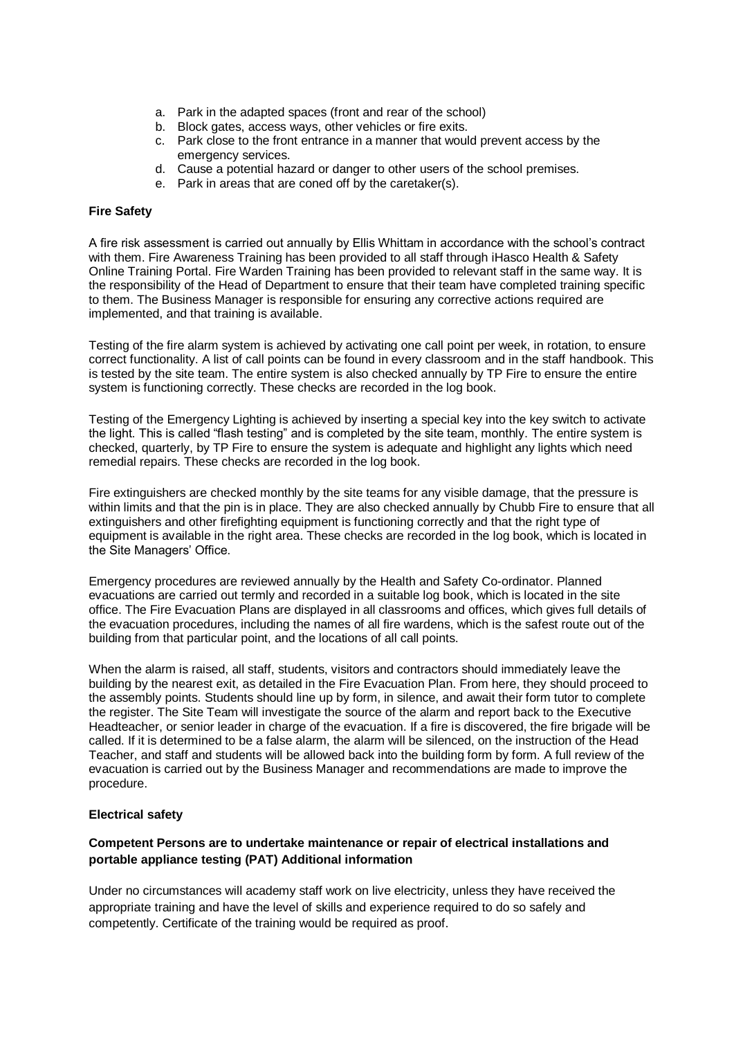a. Park in the adapted spaces (front and rear of the school)
b. Block gates, access ways, other vehicles or fire exits.
c. Park close to the front entrance in a manner that would prevent access by the emergency services.
d. Cause a potential hazard or danger to other users of the school premises.
e. Park in areas that are coned off by the caretaker(s).

**Fire Safety**

A fire risk assessment is carried out annually by Ellis Whittam in accordance with the school's contract with them. Fire Awareness Training has been provided to all staff through iHasco Health & Safety Online Training Portal. Fire Warden Training has been provided to relevant staff in the same way. It is the responsibility of the Head of Department to ensure that their team have completed training specific to them. The Business Manager is responsible for ensuring any corrective actions required are implemented, and that training is available.

Testing of the fire alarm system is achieved by activating one call point per week, in rotation, to ensure correct functionality. A list of call points can be found in every classroom and in the staff handbook. This is tested by the site team. The entire system is also checked annually by TP Fire to ensure the entire system is functioning correctly. These checks are recorded in the log book.

Testing of the Emergency Lighting is achieved by inserting a special key into the key switch to activate the light. This is called "flash testing" and is completed by the site team, monthly. The entire system is checked, quarterly, by TP Fire to ensure the system is adequate and highlight any lights which need remedial repairs. These checks are recorded in the log book.

Fire extinguishers are checked monthly by the site teams for any visible damage, that the pressure is within limits and that the pin is in place. They are also checked annually by Chubb Fire to ensure that all extinguishers and other firefighting equipment is functioning correctly and that the right type of equipment is available in the right area. These checks are recorded in the log book, which is located in the Site Managers' Office.

Emergency procedures are reviewed annually by the Health and Safety Co-ordinator. Planned evacuations are carried out termly and recorded in a suitable log book, which is located in the site office. The Fire Evacuation Plans are displayed in all classrooms and offices, which gives full details of the evacuation procedures, including the names of all fire wardens, which is the safest route out of the building from that particular point, and the locations of all call points.

When the alarm is raised, all staff, students, visitors and contractors should immediately leave the building by the nearest exit, as detailed in the Fire Evacuation Plan. From here, they should proceed to the assembly points. Students should line up by form, in silence, and await their form tutor to complete the register. The Site Team will investigate the source of the alarm and report back to the Executive Headteacher, or senior leader in charge of the evacuation. If a fire is discovered, the fire brigade will be called. If it is determined to be a false alarm, the alarm will be silenced, on the instruction of the Head Teacher, and staff and students will be allowed back into the building form by form. A full review of the evacuation is carried out by the Business Manager and recommendations are made to improve the procedure.

**Electrical safety**

**Competent Persons are to undertake maintenance or repair of electrical installations and portable appliance testing (PAT) Additional information**

Under no circumstances will academy staff work on live electricity, unless they have received the appropriate training and have the level of skills and experience required to do so safely and competently. Certificate of the training would be required as proof.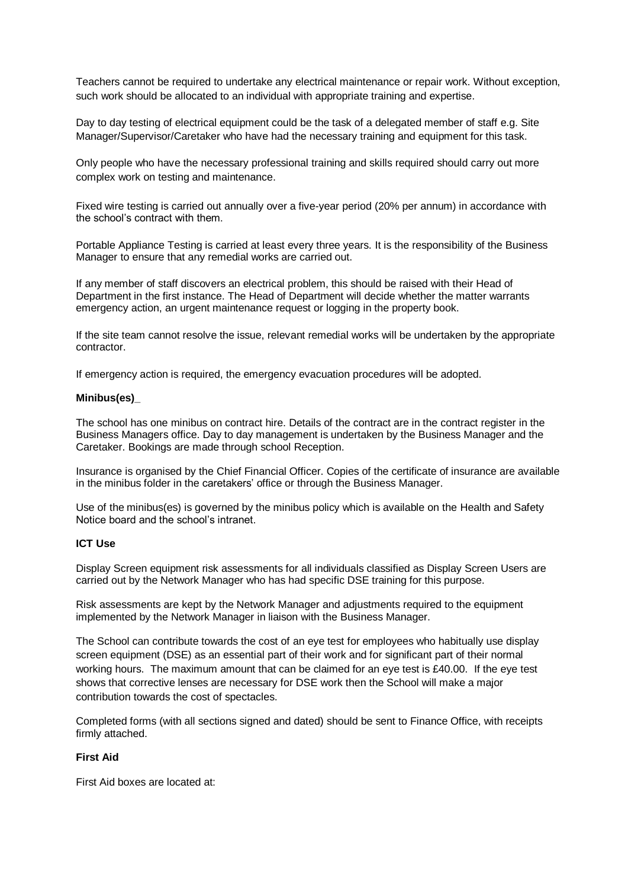Teachers cannot be required to undertake any electrical maintenance or repair work. Without exception, such work should be allocated to an individual with appropriate training and expertise.

Day to day testing of electrical equipment could be the task of a delegated member of staff e.g. Site Manager/Supervisor/Caretaker who have had the necessary training and equipment for this task.

Only people who have the necessary professional training and skills required should carry out more complex work on testing and maintenance.

Fixed wire testing is carried out annually over a five-year period (20% per annum) in accordance with the school's contract with them.

Portable Appliance Testing is carried at least every three years. It is the responsibility of the Business Manager to ensure that any remedial works are carried out.

If any member of staff discovers an electrical problem, this should be raised with their Head of Department in the first instance. The Head of Department will decide whether the matter warrants emergency action, an urgent maintenance request or logging in the property book.

If the site team cannot resolve the issue, relevant remedial works will be undertaken by the appropriate contractor.

If emergency action is required, the emergency evacuation procedures will be adopted.

**Minibus(es)_**

The school has one minibus on contract hire. Details of the contract are in the contract register in the Business Managers office. Day to day management is undertaken by the Business Manager and the Caretaker. Bookings are made through school Reception.

Insurance is organised by the Chief Financial Officer. Copies of the certificate of insurance are available in the minibus folder in the caretakers' office or through the Business Manager.

Use of the minibus(es) is governed by the minibus policy which is available on the Health and Safety Notice board and the school's intranet.

**ICT Use**

Display Screen equipment risk assessments for all individuals classified as Display Screen Users are carried out by the Network Manager who has had specific DSE training for this purpose.

Risk assessments are kept by the Network Manager and adjustments required to the equipment implemented by the Network Manager in liaison with the Business Manager.

The School can contribute towards the cost of an eye test for employees who habitually use display screen equipment (DSE) as an essential part of their work and for significant part of their normal working hours. The maximum amount that can be claimed for an eye test is £40.00. If the eye test shows that corrective lenses are necessary for DSE work then the School will make a major contribution towards the cost of spectacles.

Completed forms (with all sections signed and dated) should be sent to Finance Office, with receipts firmly attached.

**First Aid**

First Aid boxes are located at: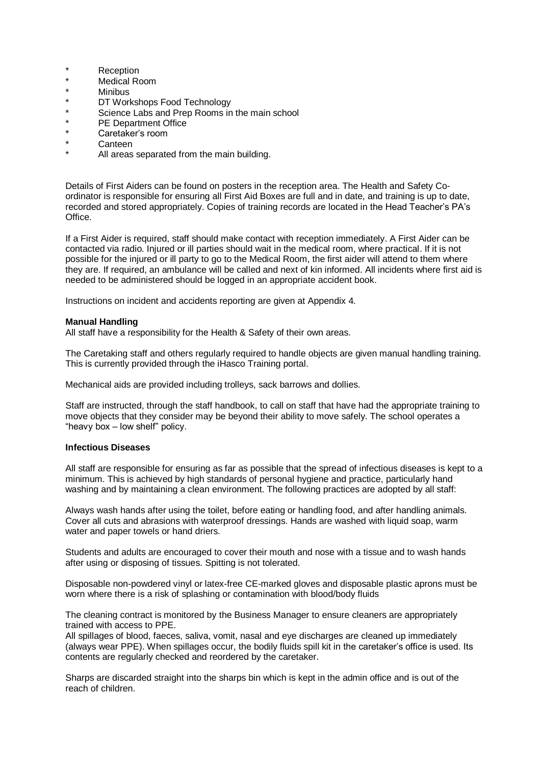* Reception
* Medical Room
* Minibus
* DT Workshops Food Technology
* Science Labs and Prep Rooms in the main school
* PE Department Office
* Caretaker's room
* Canteen
* All areas separated from the main building.

Details of First Aiders can be found on posters in the reception area. The Health and Safety Co-ordinator is responsible for ensuring all First Aid Boxes are full and in date, and training is up to date, recorded and stored appropriately. Copies of training records are located in the Head Teacher's PA's Office.

If a First Aider is required, staff should make contact with reception immediately. A First Aider can be contacted via radio. Injured or ill parties should wait in the medical room, where practical. If it is not possible for the injured or ill party to go to the Medical Room, the first aider will attend to them where they are. If required, an ambulance will be called and next of kin informed. All incidents where first aid is needed to be administered should be logged in an appropriate accident book.

Instructions on incident and accidents reporting are given at Appendix 4.

**Manual Handling**

All staff have a responsibility for the Health & Safety of their own areas.

The Caretaking staff and others regularly required to handle objects are given manual handling training. This is currently provided through the iHasco Training portal.

Mechanical aids are provided including trolleys, sack barrows and dollies.

Staff are instructed, through the staff handbook, to call on staff that have had the appropriate training to move objects that they consider may be beyond their ability to move safely. The school operates a "heavy box – low shelf" policy.

**Infectious Diseases**

All staff are responsible for ensuring as far as possible that the spread of infectious diseases is kept to a minimum. This is achieved by high standards of personal hygiene and practice, particularly hand washing and by maintaining a clean environment. The following practices are adopted by all staff:

Always wash hands after using the toilet, before eating or handling food, and after handling animals. Cover all cuts and abrasions with waterproof dressings. Hands are washed with liquid soap, warm water and paper towels or hand driers.

Students and adults are encouraged to cover their mouth and nose with a tissue and to wash hands after using or disposing of tissues. Spitting is not tolerated.

Disposable non-powdered vinyl or latex-free CE-marked gloves and disposable plastic aprons must be worn where there is a risk of splashing or contamination with blood/body fluids

The cleaning contract is monitored by the Business Manager to ensure cleaners are appropriately trained with access to PPE.
All spillages of blood, faeces, saliva, vomit, nasal and eye discharges are cleaned up immediately (always wear PPE). When spillages occur, the bodily fluids spill kit in the caretaker's office is used. Its contents are regularly checked and reordered by the caretaker.

Sharps are discarded straight into the sharps bin which is kept in the admin office and is out of the reach of children.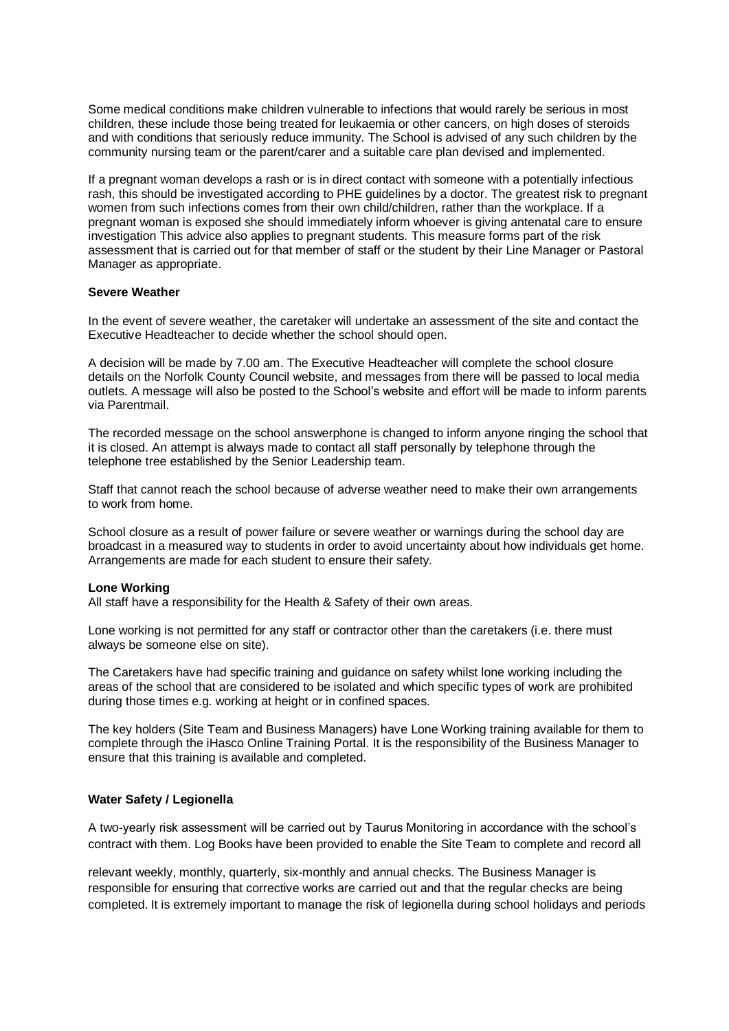Some medical conditions make children vulnerable to infections that would rarely be serious in most children, these include those being treated for leukaemia or other cancers, on high doses of steroids and with conditions that seriously reduce immunity. The School is advised of any such children by the community nursing team or the parent/carer and a suitable care plan devised and implemented.

If a pregnant woman develops a rash or is in direct contact with someone with a potentially infectious rash, this should be investigated according to PHE guidelines by a doctor. The greatest risk to pregnant women from such infections comes from their own child/children, rather than the workplace. If a pregnant woman is exposed she should immediately inform whoever is giving antenatal care to ensure investigation This advice also applies to pregnant students. This measure forms part of the risk assessment that is carried out for that member of staff or the student by their Line Manager or Pastoral Manager as appropriate.

**Severe Weather**

In the event of severe weather, the caretaker will undertake an assessment of the site and contact the Executive Headteacher to decide whether the school should open.

A decision will be made by 7.00 am. The Executive Headteacher will complete the school closure details on the Norfolk County Council website, and messages from there will be passed to local media outlets. A message will also be posted to the School's website and effort will be made to inform parents via Parentmail.

The recorded message on the school answerphone is changed to inform anyone ringing the school that it is closed. An attempt is always made to contact all staff personally by telephone through the telephone tree established by the Senior Leadership team.

Staff that cannot reach the school because of adverse weather need to make their own arrangements to work from home.

School closure as a result of power failure or severe weather or warnings during the school day are broadcast in a measured way to students in order to avoid uncertainty about how individuals get home. Arrangements are made for each student to ensure their safety.

**Lone Working**

All staff have a responsibility for the Health & Safety of their own areas.

Lone working is not permitted for any staff or contractor other than the caretakers (i.e. there must always be someone else on site).

The Caretakers have had specific training and guidance on safety whilst lone working including the areas of the school that are considered to be isolated and which specific types of work are prohibited during those times e.g. working at height or in confined spaces.

The key holders (Site Team and Business Managers) have Lone Working training available for them to complete through the iHasco Online Training Portal. It is the responsibility of the Business Manager to ensure that this training is available and completed.

**Water Safety / Legionella**

A two-yearly risk assessment will be carried out by Taurus Monitoring in accordance with the school's contract with them. Log Books have been provided to enable the Site Team to complete and record all relevant weekly, monthly, quarterly, six-monthly and annual checks. The Business Manager is responsible for ensuring that corrective works are carried out and that the regular checks are being completed. It is extremely important to manage the risk of legionella during school holidays and periods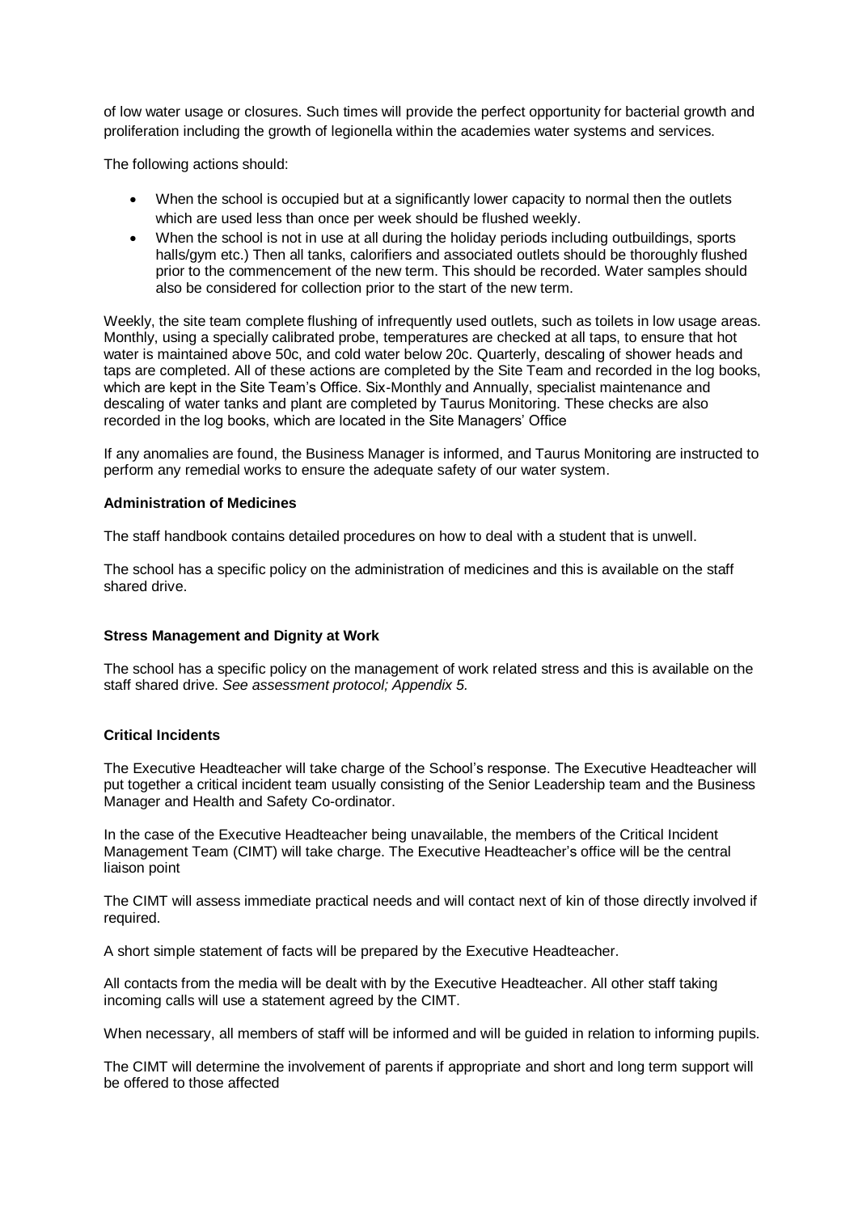of low water usage or closures. Such times will provide the perfect opportunity for bacterial growth and proliferation including the growth of legionella within the academies water systems and services.

The following actions should:

- When the school is occupied but at a significantly lower capacity to normal then the outlets which are used less than once per week should be flushed weekly.
- When the school is not in use at all during the holiday periods including outbuildings, sports halls/gym etc.) Then all tanks, calorifiers and associated outlets should be thoroughly flushed prior to the commencement of the new term. This should be recorded. Water samples should also be considered for collection prior to the start of the new term.

Weekly, the site team complete flushing of infrequently used outlets, such as toilets in low usage areas. Monthly, using a specially calibrated probe, temperatures are checked at all taps, to ensure that hot water is maintained above 50c, and cold water below 20c. Quarterly, descaling of shower heads and taps are completed. All of these actions are completed by the Site Team and recorded in the log books, which are kept in the Site Team's Office. Six-Monthly and Annually, specialist maintenance and descaling of water tanks and plant are completed by Taurus Monitoring. These checks are also recorded in the log books, which are located in the Site Managers' Office

If any anomalies are found, the Business Manager is informed, and Taurus Monitoring are instructed to perform any remedial works to ensure the adequate safety of our water system.

**Administration of Medicines**

The staff handbook contains detailed procedures on how to deal with a student that is unwell.

The school has a specific policy on the administration of medicines and this is available on the staff shared drive.

**Stress Management and Dignity at Work**

The school has a specific policy on the management of work related stress and this is available on the staff shared drive. *See assessment protocol; Appendix 5.*

**Critical Incidents**

The Executive Headteacher will take charge of the School's response. The Executive Headteacher will put together a critical incident team usually consisting of the Senior Leadership team and the Business Manager and Health and Safety Co-ordinator.

In the case of the Executive Headteacher being unavailable, the members of the Critical Incident Management Team (CIMT) will take charge. The Executive Headteacher's office will be the central liaison point

The CIMT will assess immediate practical needs and will contact next of kin of those directly involved if required.

A short simple statement of facts will be prepared by the Executive Headteacher.

All contacts from the media will be dealt with by the Executive Headteacher. All other staff taking incoming calls will use a statement agreed by the CIMT.

When necessary, all members of staff will be informed and will be guided in relation to informing pupils.

The CIMT will determine the involvement of parents if appropriate and short and long term support will be offered to those affected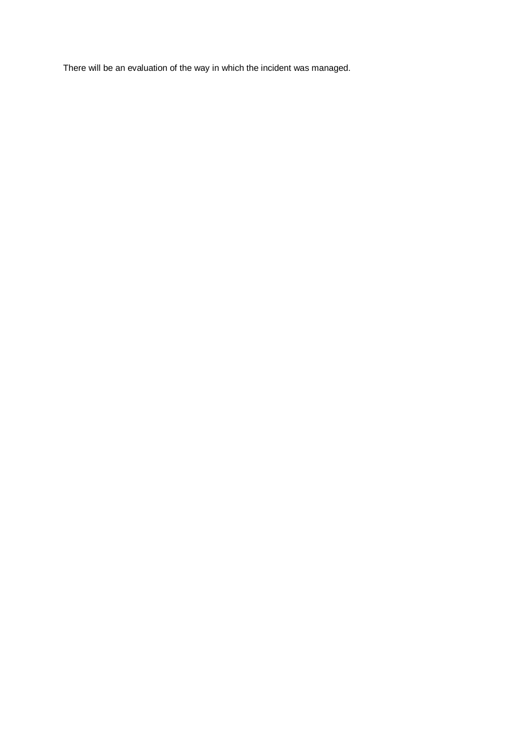There will be an evaluation of the way in which the incident was managed.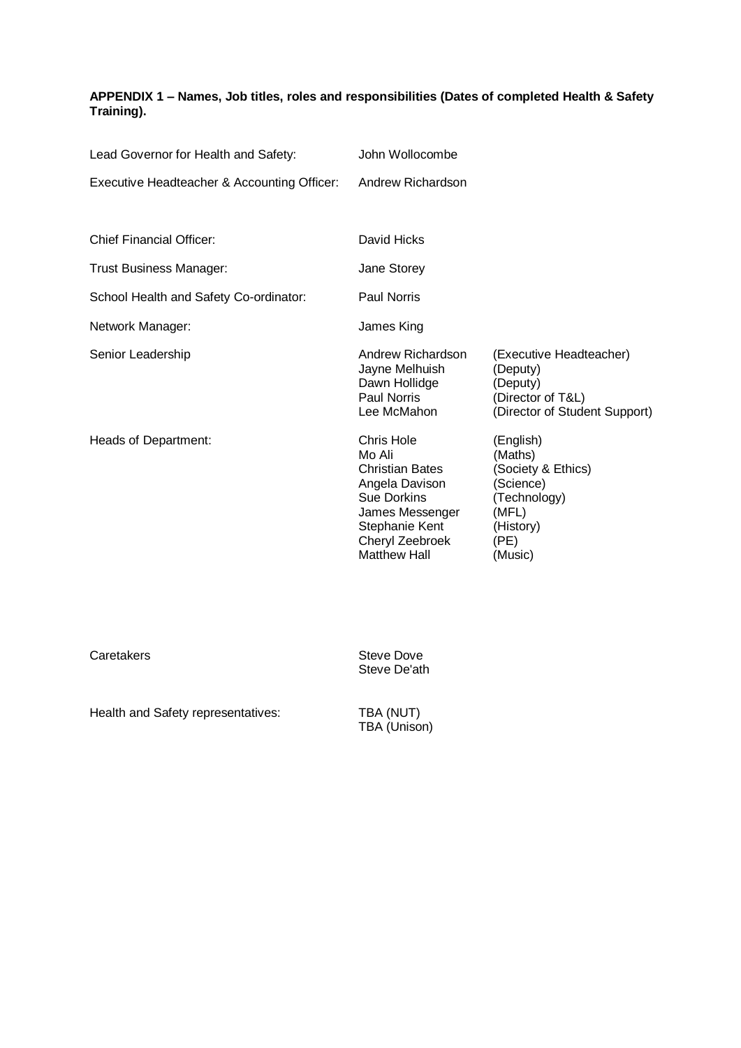**APPENDIX 1 – Names, Job titles, roles and responsibilities (Dates of completed Health & Safety Training).**

| | | |
|---|---|---|
| Lead Governor for Health and Safety: | John Wollocombe | |
| Executive Headteacher & Accounting Officer: | Andrew Richardson | |
| Chief Financial Officer: | David Hicks | |
| Trust Business Manager: | Jane Storey | |
| School Health and Safety Co-ordinator: | Paul Norris | |
| Network Manager: | James King | |
| Senior Leadership | Andrew Richardson | (Executive Headteacher) |
| | Jayne Melhuish | (Deputy) |
| | Dawn Hollidge | (Deputy) |
| | Paul Norris | (Director of T&L) |
| | Lee McMahon | (Director of Student Support) |
| Heads of Department: | Chris Hole | (English) |
| | Mo Ali | (Maths) |
| | Christian Bates | (Society & Ethics) |
| | Angela Davison | (Science) |
| | Sue Dorkins | (Technology) |
| | James Messenger | (MFL) |
| | Stephanie Kent | (History) |
| | Cheryl Zeebroek | (PE) |
| | Matthew Hall | (Music) |
| Caretakers | Steve Dove | |
| | Steve De'ath | |
| Health and Safety representatives: | TBA (NUT) | |
| | TBA (Unison) | |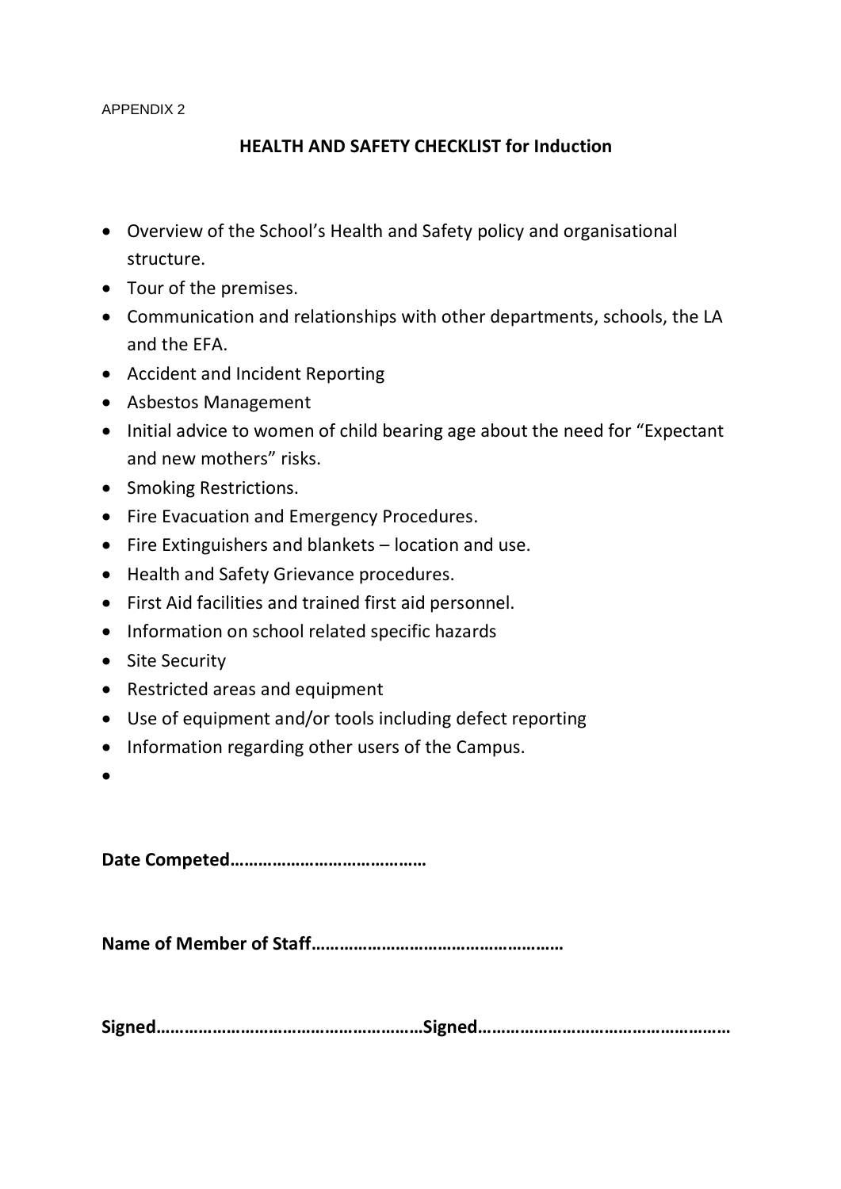APPENDIX 2

## HEALTH AND SAFETY CHECKLIST for Induction

- Overview of the School's Health and Safety policy and organisational structure.
- Tour of the premises.
- Communication and relationships with other departments, schools, the LA and the EFA.
- Accident and Incident Reporting
- Asbestos Management
- Initial advice to women of child bearing age about the need for "Expectant and new mothers" risks.
- Smoking Restrictions.
- Fire Evacuation and Emergency Procedures.
- Fire Extinguishers and blankets – location and use.
- Health and Safety Grievance procedures.
- First Aid facilities and trained first aid personnel.
- Information on school related specific hazards
- Site Security
- Restricted areas and equipment
- Use of equipment and/or tools including defect reporting
- Information regarding other users of the Campus.
-

**Date Competed……………………………………**

**Name of Member of Staff………………………………………………**

**Signed…………………………………………………Signed………………………………………………**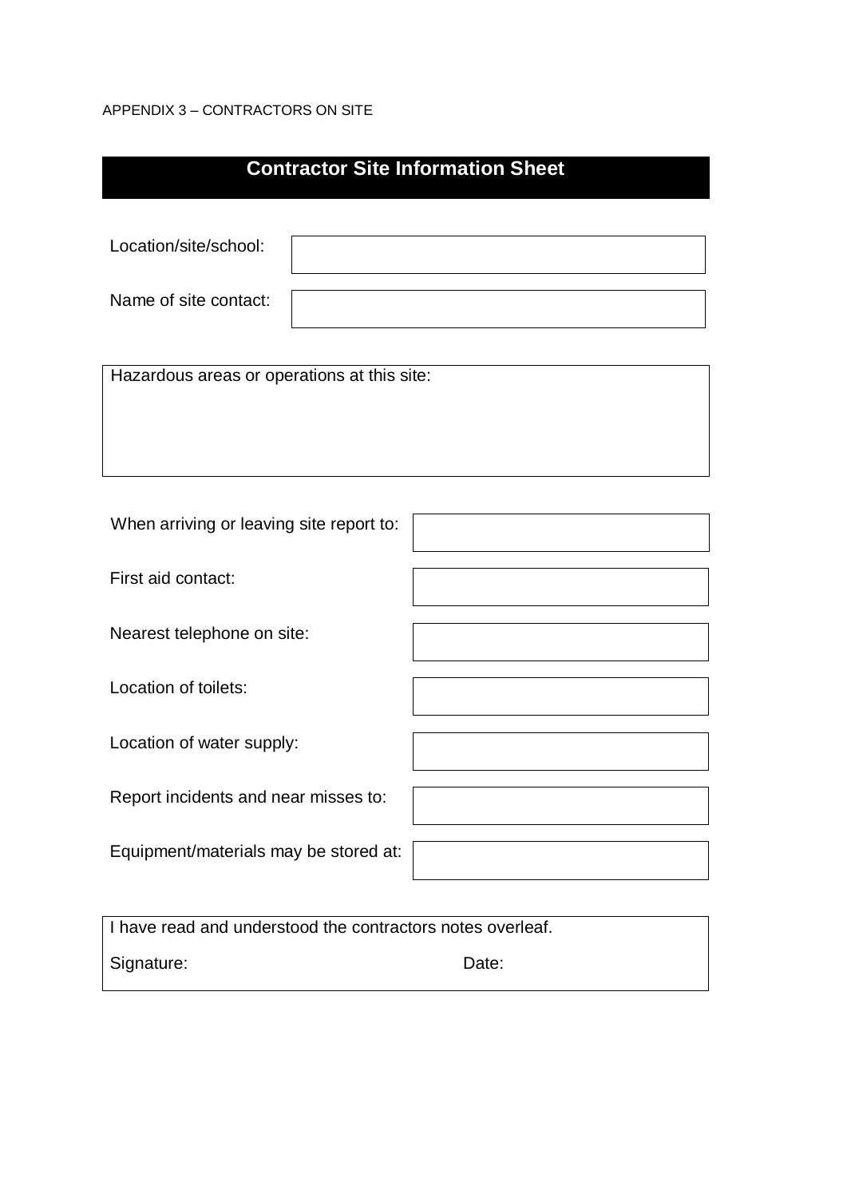APPENDIX 3 – CONTRACTORS ON SITE

## Contractor Site Information Sheet

| Location/site/school: | |
|---|---|
| Name of site contact: | |

Hazardous areas or operations at this site:

| When arriving or leaving site report to: | |
|---|---|
| First aid contact: | |
| Nearest telephone on site: | |
| Location of toilets: | |
| Location of water supply: | |
| Report incidents and near misses to: | |
| Equipment/materials may be stored at: | |

I have read and understood the contractors notes overleaf.

Signature: Date: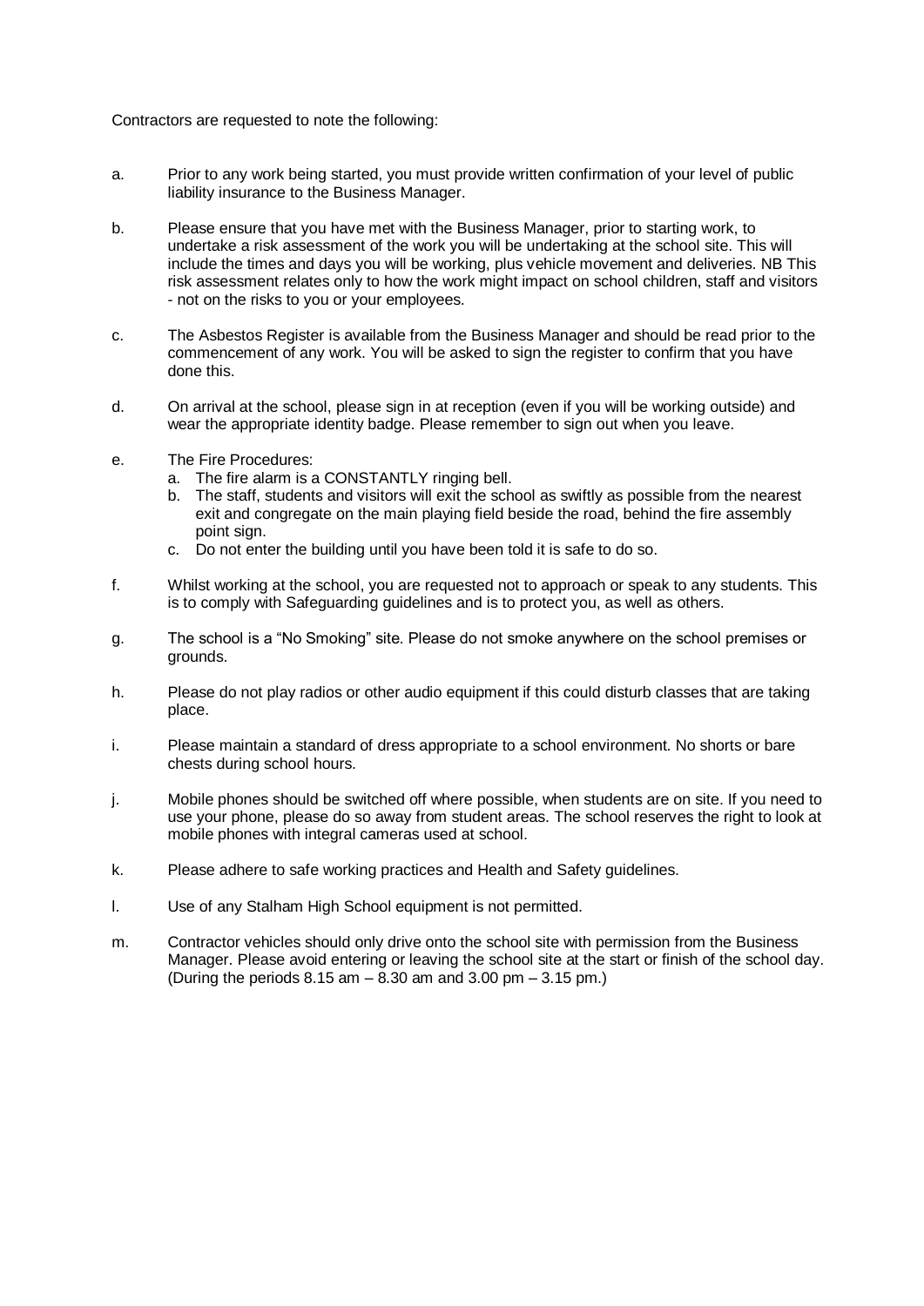Contractors are requested to note the following:

a. Prior to any work being started, you must provide written confirmation of your level of public liability insurance to the Business Manager.

b. Please ensure that you have met with the Business Manager, prior to starting work, to undertake a risk assessment of the work you will be undertaking at the school site. This will include the times and days you will be working, plus vehicle movement and deliveries. NB This risk assessment relates only to how the work might impact on school children, staff and visitors - not on the risks to you or your employees.

c. The Asbestos Register is available from the Business Manager and should be read prior to the commencement of any work. You will be asked to sign the register to confirm that you have done this.

d. On arrival at the school, please sign in at reception (even if you will be working outside) and wear the appropriate identity badge. Please remember to sign out when you leave.

e. The Fire Procedures:
    a. The fire alarm is a CONSTANTLY ringing bell.
    b. The staff, students and visitors will exit the school as swiftly as possible from the nearest exit and congregate on the main playing field beside the road, behind the fire assembly point sign.
    c. Do not enter the building until you have been told it is safe to do so.

f. Whilst working at the school, you are requested not to approach or speak to any students. This is to comply with Safeguarding guidelines and is to protect you, as well as others.

g. The school is a "No Smoking" site. Please do not smoke anywhere on the school premises or grounds.

h. Please do not play radios or other audio equipment if this could disturb classes that are taking place.

i. Please maintain a standard of dress appropriate to a school environment. No shorts or bare chests during school hours.

j. Mobile phones should be switched off where possible, when students are on site. If you need to use your phone, please do so away from student areas. The school reserves the right to look at mobile phones with integral cameras used at school.

k. Please adhere to safe working practices and Health and Safety guidelines.

l. Use of any Stalham High School equipment is not permitted.

m. Contractor vehicles should only drive onto the school site with permission from the Business Manager. Please avoid entering or leaving the school site at the start or finish of the school day. (During the periods 8.15 am – 8.30 am and 3.00 pm – 3.15 pm.)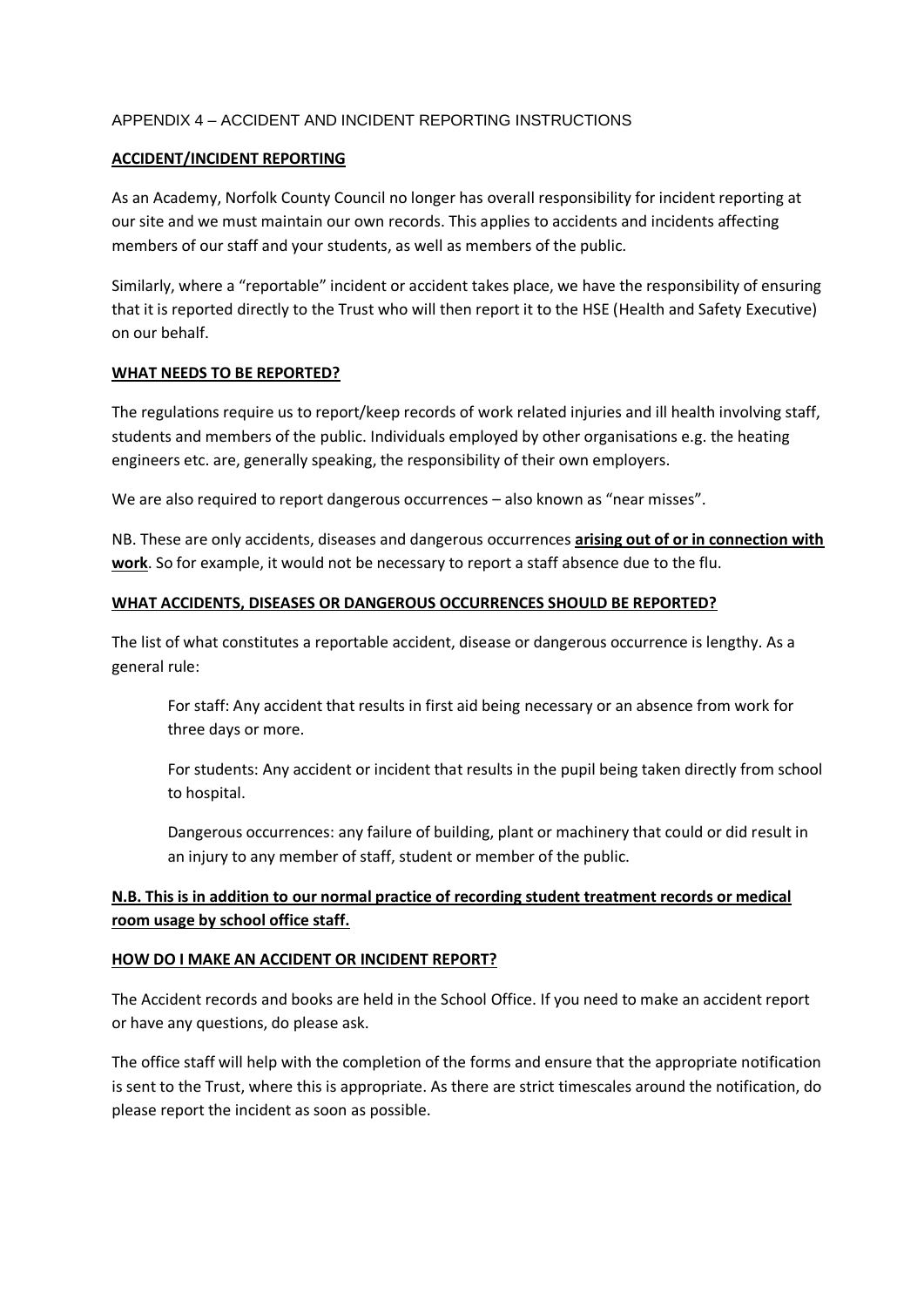APPENDIX 4 – ACCIDENT AND INCIDENT REPORTING INSTRUCTIONS

## ACCIDENT/INCIDENT REPORTING

As an Academy, Norfolk County Council no longer has overall responsibility for incident reporting at our site and we must maintain our own records. This applies to accidents and incidents affecting members of our staff and your students, as well as members of the public.

Similarly, where a "reportable" incident or accident takes place, we have the responsibility of ensuring that it is reported directly to the Trust who will then report it to the HSE (Health and Safety Executive) on our behalf.

## WHAT NEEDS TO BE REPORTED?

The regulations require us to report/keep records of work related injuries and ill health involving staff, students and members of the public. Individuals employed by other organisations e.g. the heating engineers etc. are, generally speaking, the responsibility of their own employers.

We are also required to report dangerous occurrences – also known as "near misses".

NB. These are only accidents, diseases and dangerous occurrences **arising out of or in connection with work**. So for example, it would not be necessary to report a staff absence due to the flu.

## WHAT ACCIDENTS, DISEASES OR DANGEROUS OCCURRENCES SHOULD BE REPORTED?

The list of what constitutes a reportable accident, disease or dangerous occurrence is lengthy. As a general rule:

> For staff: Any accident that results in first aid being necessary or an absence from work for three days or more.
>
> For students: Any accident or incident that results in the pupil being taken directly from school to hospital.
>
> Dangerous occurrences: any failure of building, plant or machinery that could or did result in an injury to any member of staff, student or member of the public.

**N.B. This is in addition to our normal practice of recording student treatment records or medical room usage by school office staff.**

## HOW DO I MAKE AN ACCIDENT OR INCIDENT REPORT?

The Accident records and books are held in the School Office. If you need to make an accident report or have any questions, do please ask.

The office staff will help with the completion of the forms and ensure that the appropriate notification is sent to the Trust, where this is appropriate. As there are strict timescales around the notification, do please report the incident as soon as possible.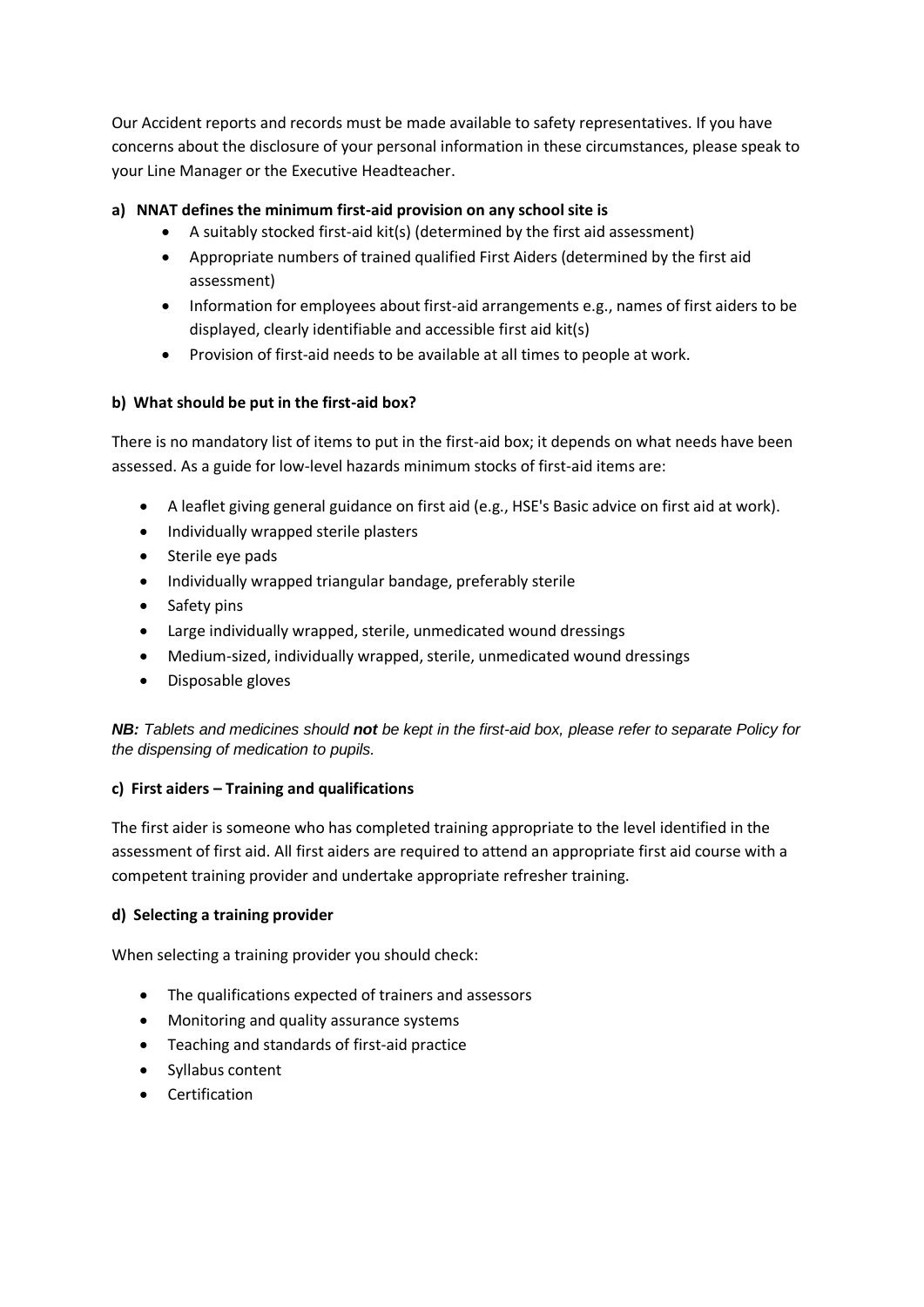Our Accident reports and records must be made available to safety representatives. If you have concerns about the disclosure of your personal information in these circumstances, please speak to your Line Manager or the Executive Headteacher.

**a) NNAT defines the minimum first-aid provision on any school site is**

- A suitably stocked first-aid kit(s) (determined by the first aid assessment)
- Appropriate numbers of trained qualified First Aiders (determined by the first aid assessment)
- Information for employees about first-aid arrangements e.g., names of first aiders to be displayed, clearly identifiable and accessible first aid kit(s)
- Provision of first-aid needs to be available at all times to people at work.

**b) What should be put in the first-aid box?**

There is no mandatory list of items to put in the first-aid box; it depends on what needs have been assessed. As a guide for low-level hazards minimum stocks of first-aid items are:

- A leaflet giving general guidance on first aid (e.g., HSE's Basic advice on first aid at work).
- Individually wrapped sterile plasters
- Sterile eye pads
- Individually wrapped triangular bandage, preferably sterile
- Safety pins
- Large individually wrapped, sterile, unmedicated wound dressings
- Medium-sized, individually wrapped, sterile, unmedicated wound dressings
- Disposable gloves

***NB:** Tablets and medicines should **not** be kept in the first-aid box, please refer to separate Policy for the dispensing of medication to pupils.*

**c) First aiders – Training and qualifications**

The first aider is someone who has completed training appropriate to the level identified in the assessment of first aid. All first aiders are required to attend an appropriate first aid course with a competent training provider and undertake appropriate refresher training.

**d) Selecting a training provider**

When selecting a training provider you should check:

- The qualifications expected of trainers and assessors
- Monitoring and quality assurance systems
- Teaching and standards of first-aid practice
- Syllabus content
- Certification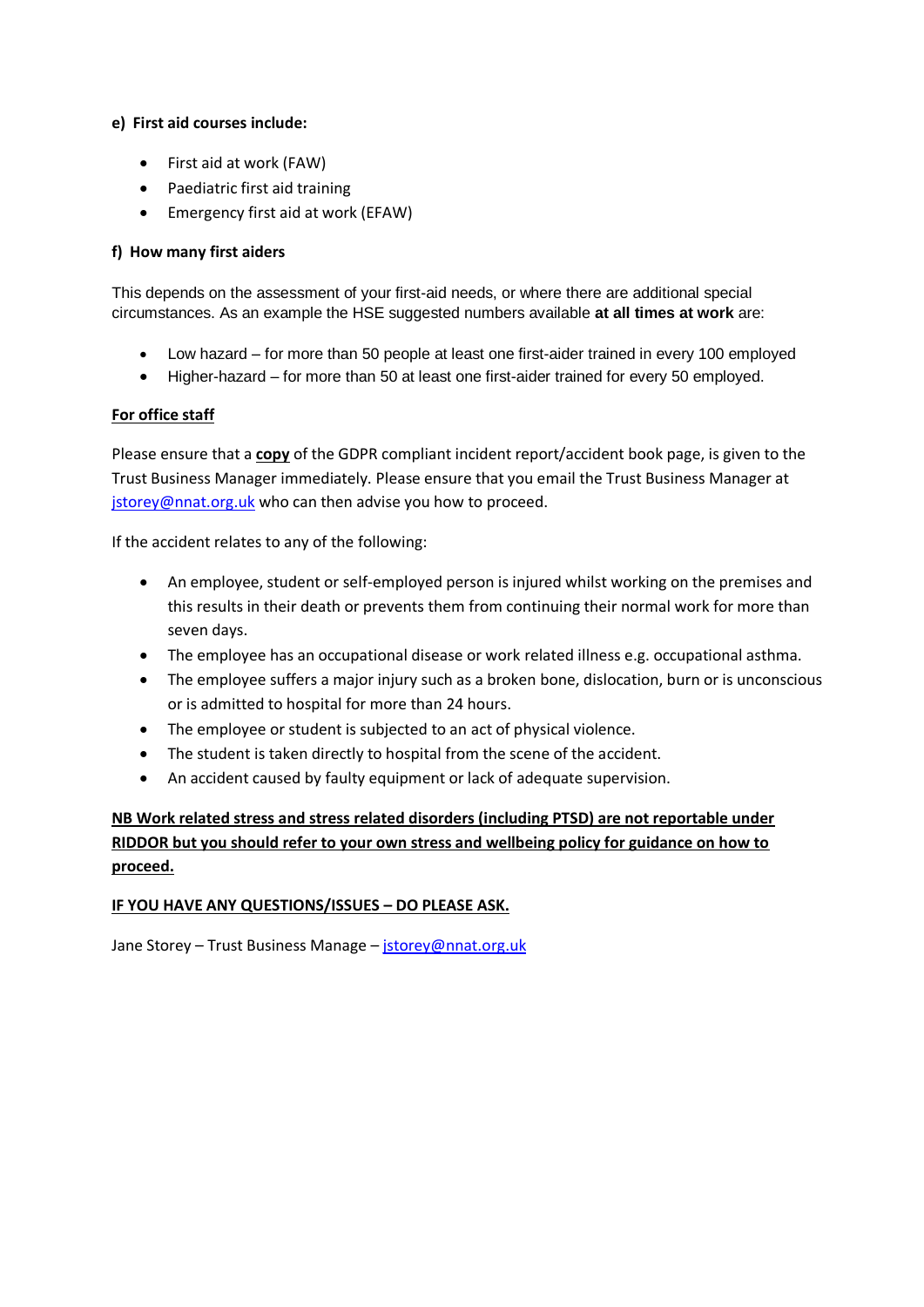**e) First aid courses include:**

- First aid at work (FAW)
- Paediatric first aid training
- Emergency first aid at work (EFAW)

**f) How many first aiders**

This depends on the assessment of your first-aid needs, or where there are additional special circumstances. As an example the HSE suggested numbers available **at all times at work** are:

- Low hazard – for more than 50 people at least one first-aider trained in every 100 employed
- Higher-hazard – for more than 50 at least one first-aider trained for every 50 employed.

**For office staff**

Please ensure that a **copy** of the GDPR compliant incident report/accident book page, is given to the Trust Business Manager immediately. Please ensure that you email the Trust Business Manager at jstorey@nnat.org.uk who can then advise you how to proceed.

If the accident relates to any of the following:

- An employee, student or self-employed person is injured whilst working on the premises and this results in their death or prevents them from continuing their normal work for more than seven days.
- The employee has an occupational disease or work related illness e.g. occupational asthma.
- The employee suffers a major injury such as a broken bone, dislocation, burn or is unconscious or is admitted to hospital for more than 24 hours.
- The employee or student is subjected to an act of physical violence.
- The student is taken directly to hospital from the scene of the accident.
- An accident caused by faulty equipment or lack of adequate supervision.

**NB Work related stress and stress related disorders (including PTSD) are not reportable under RIDDOR but you should refer to your own stress and wellbeing policy for guidance on how to proceed.**

**IF YOU HAVE ANY QUESTIONS/ISSUES – DO PLEASE ASK.**

Jane Storey – Trust Business Manage – jstorey@nnat.org.uk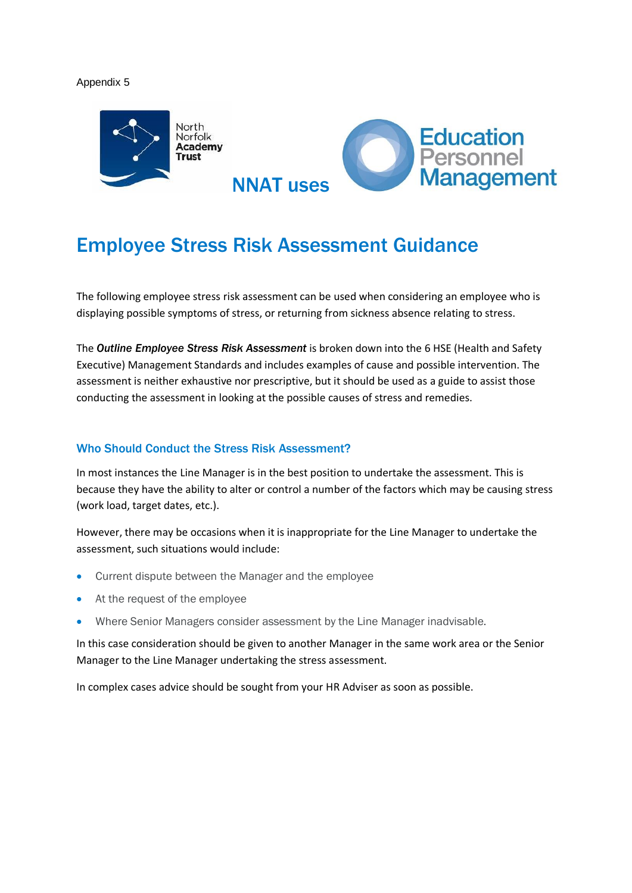Appendix 5

North Norfolk Academy Trust

NNAT uses

Education Personnel Management

# Employee Stress Risk Assessment Guidance

The following employee stress risk assessment can be used when considering an employee who is displaying possible symptoms of stress, or returning from sickness absence relating to stress.

The ***Outline Employee Stress Risk Assessment*** is broken down into the 6 HSE (Health and Safety Executive) Management Standards and includes examples of cause and possible intervention. The assessment is neither exhaustive nor prescriptive, but it should be used as a guide to assist those conducting the assessment in looking at the possible causes of stress and remedies.

## Who Should Conduct the Stress Risk Assessment?

In most instances the Line Manager is in the best position to undertake the assessment. This is because they have the ability to alter or control a number of the factors which may be causing stress (work load, target dates, etc.).

However, there may be occasions when it is inappropriate for the Line Manager to undertake the assessment, such situations would include:

- Current dispute between the Manager and the employee
- At the request of the employee
- Where Senior Managers consider assessment by the Line Manager inadvisable.

In this case consideration should be given to another Manager in the same work area or the Senior Manager to the Line Manager undertaking the stress assessment.

In complex cases advice should be sought from your HR Adviser as soon as possible.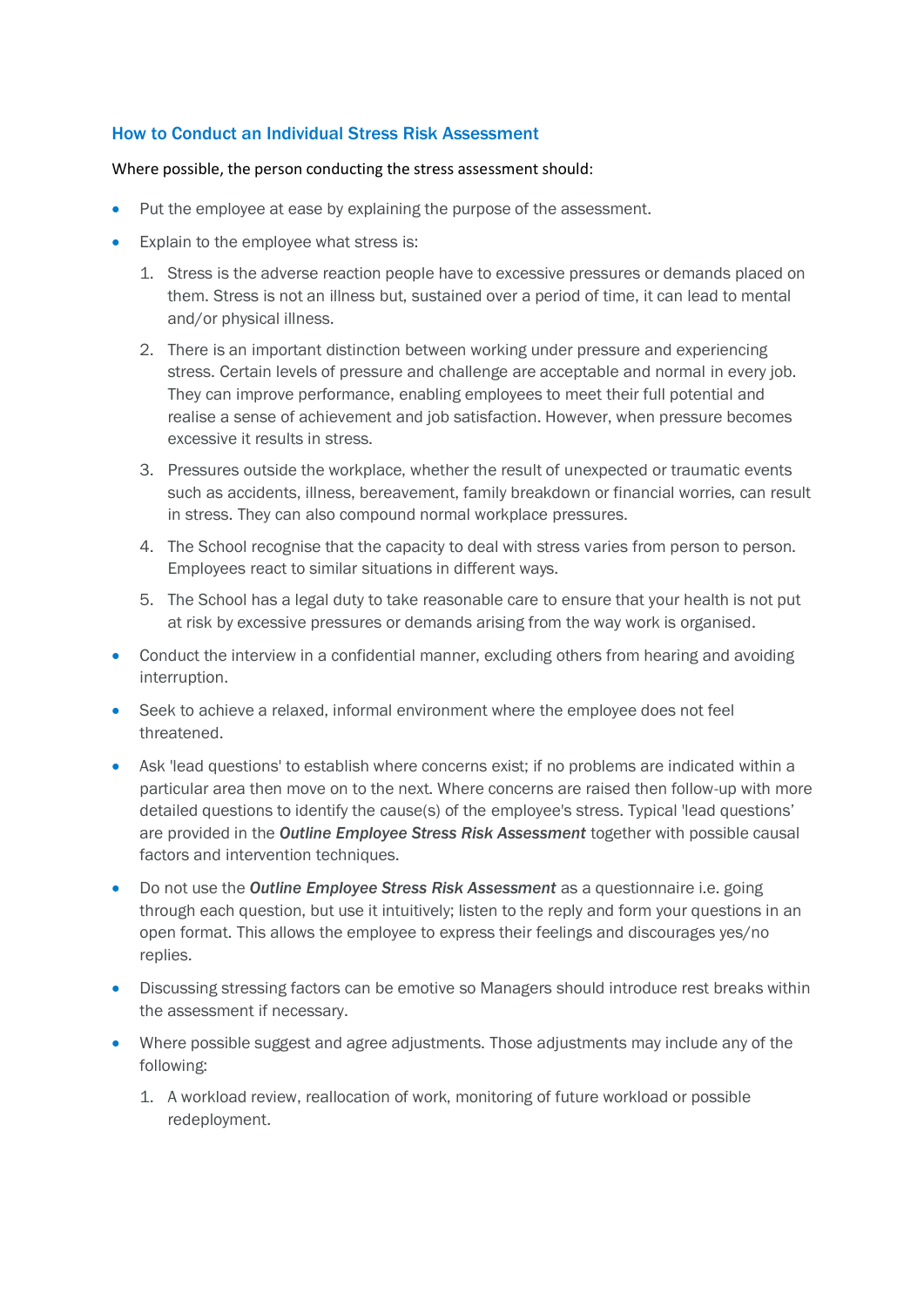## How to Conduct an Individual Stress Risk Assessment

Where possible, the person conducting the stress assessment should:

- Put the employee at ease by explaining the purpose of the assessment.
- Explain to the employee what stress is:
  1. Stress is the adverse reaction people have to excessive pressures or demands placed on them. Stress is not an illness but, sustained over a period of time, it can lead to mental and/or physical illness.
  2. There is an important distinction between working under pressure and experiencing stress. Certain levels of pressure and challenge are acceptable and normal in every job. They can improve performance, enabling employees to meet their full potential and realise a sense of achievement and job satisfaction. However, when pressure becomes excessive it results in stress.
  3. Pressures outside the workplace, whether the result of unexpected or traumatic events such as accidents, illness, bereavement, family breakdown or financial worries, can result in stress. They can also compound normal workplace pressures.
  4. The School recognise that the capacity to deal with stress varies from person to person. Employees react to similar situations in different ways.
  5. The School has a legal duty to take reasonable care to ensure that your health is not put at risk by excessive pressures or demands arising from the way work is organised.
- Conduct the interview in a confidential manner, excluding others from hearing and avoiding interruption.
- Seek to achieve a relaxed, informal environment where the employee does not feel threatened.
- Ask 'lead questions' to establish where concerns exist; if no problems are indicated within a particular area then move on to the next. Where concerns are raised then follow-up with more detailed questions to identify the cause(s) of the employee's stress. Typical 'lead questions' are provided in the ***Outline Employee Stress Risk Assessment*** together with possible causal factors and intervention techniques.
- Do not use the ***Outline Employee Stress Risk Assessment*** as a questionnaire i.e. going through each question, but use it intuitively; listen to the reply and form your questions in an open format. This allows the employee to express their feelings and discourages yes/no replies.
- Discussing stressing factors can be emotive so Managers should introduce rest breaks within the assessment if necessary.
- Where possible suggest and agree adjustments. Those adjustments may include any of the following:
  1. A workload review, reallocation of work, monitoring of future workload or possible redeployment.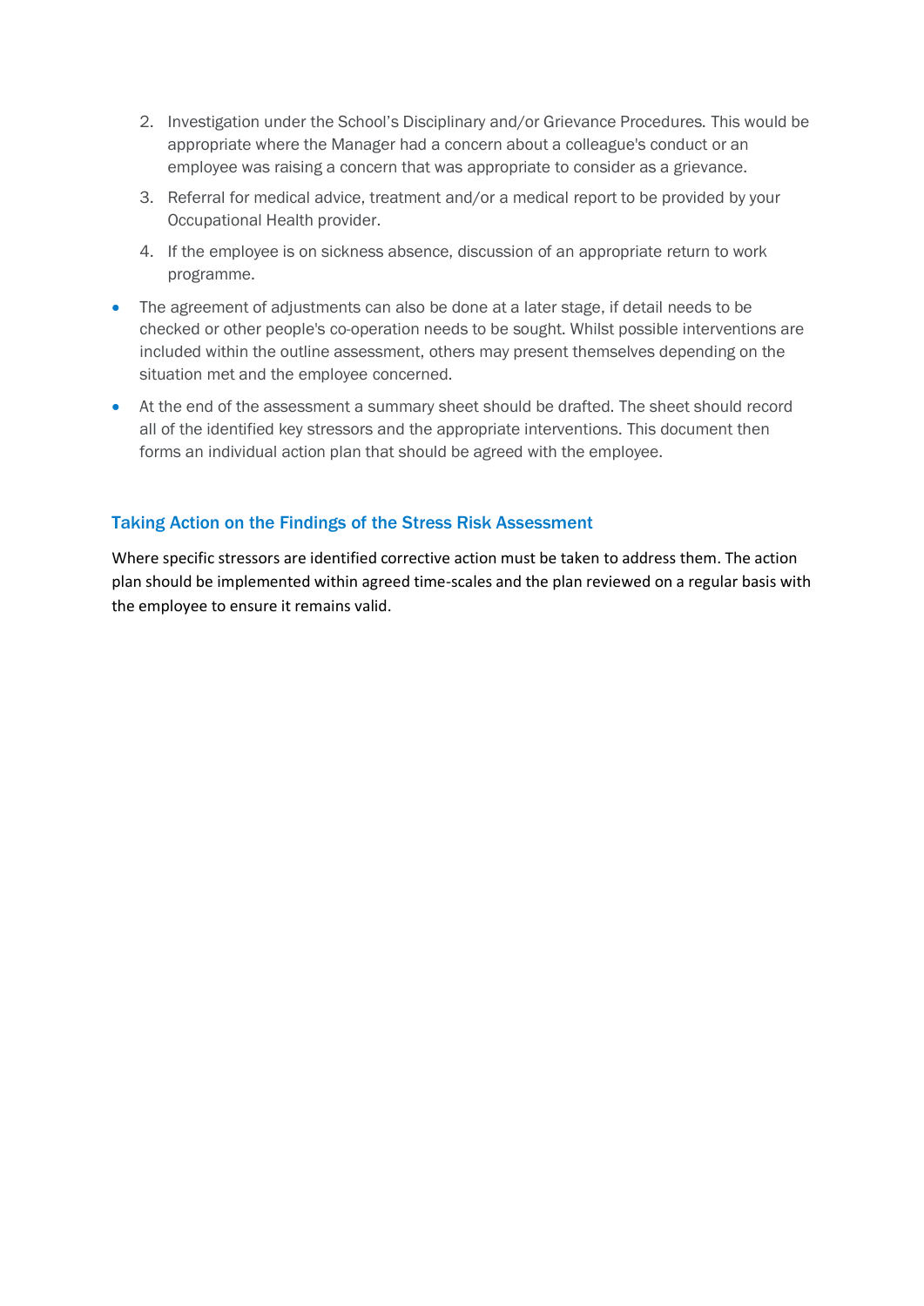2. Investigation under the School's Disciplinary and/or Grievance Procedures. This would be appropriate where the Manager had a concern about a colleague's conduct or an employee was raising a concern that was appropriate to consider as a grievance.
3. Referral for medical advice, treatment and/or a medical report to be provided by your Occupational Health provider.
4. If the employee is on sickness absence, discussion of an appropriate return to work programme.

- The agreement of adjustments can also be done at a later stage, if detail needs to be checked or other people's co-operation needs to be sought. Whilst possible interventions are included within the outline assessment, others may present themselves depending on the situation met and the employee concerned.
- At the end of the assessment a summary sheet should be drafted. The sheet should record all of the identified key stressors and the appropriate interventions. This document then forms an individual action plan that should be agreed with the employee.

### Taking Action on the Findings of the Stress Risk Assessment

Where specific stressors are identified corrective action must be taken to address them. The action plan should be implemented within agreed time-scales and the plan reviewed on a regular basis with the employee to ensure it remains valid.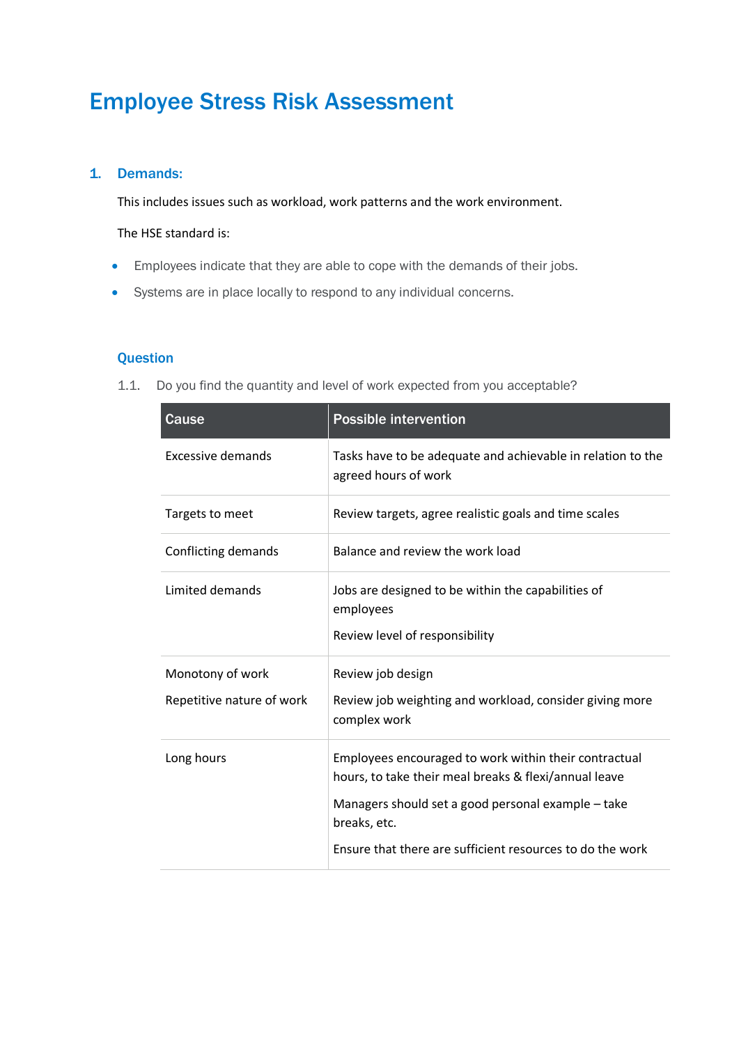# Employee Stress Risk Assessment

## 1. Demands:

This includes issues such as workload, work patterns and the work environment.

The HSE standard is:

- Employees indicate that they are able to cope with the demands of their jobs.
- Systems are in place locally to respond to any individual concerns.

### Question

1.1. Do you find the quantity and level of work expected from you acceptable?

| Cause | Possible intervention |
|---|---|
| Excessive demands | Tasks have to be adequate and achievable in relation to the agreed hours of work |
| Targets to meet | Review targets, agree realistic goals and time scales |
| Conflicting demands | Balance and review the work load |
| Limited demands | Jobs are designed to be within the capabilities of employees<br>Review level of responsibility |
| Monotony of work<br>Repetitive nature of work | Review job design<br>Review job weighting and workload, consider giving more complex work |
| Long hours | Employees encouraged to work within their contractual hours, to take their meal breaks & flexi/annual leave<br>Managers should set a good personal example – take breaks, etc.<br>Ensure that there are sufficient resources to do the work |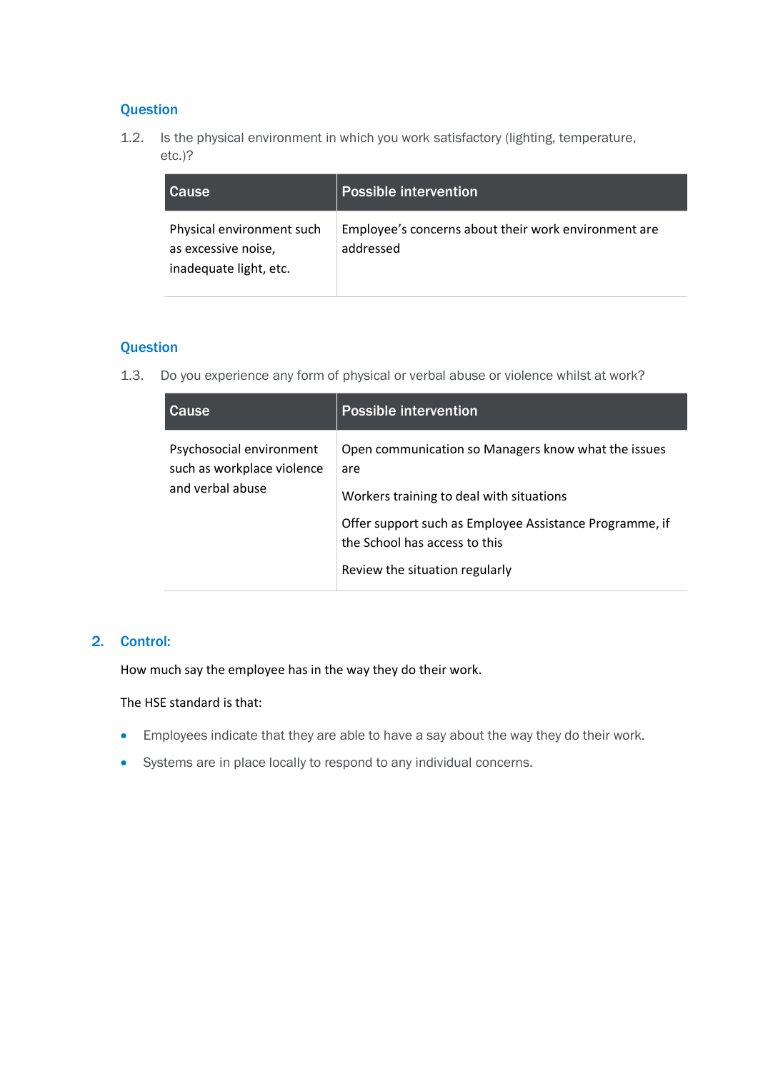### Question

1.2. Is the physical environment in which you work satisfactory (lighting, temperature, etc.)?

| Cause | Possible intervention |
| --- | --- |
| Physical environment such as excessive noise, inadequate light, etc. | Employee's concerns about their work environment are addressed |

### Question

1.3. Do you experience any form of physical or verbal abuse or violence whilst at work?

| Cause | Possible intervention |
| --- | --- |
| Psychosocial environment such as workplace violence and verbal abuse | Open communication so Managers know what the issues are<br><br>Workers training to deal with situations<br><br>Offer support such as Employee Assistance Programme, if the School has access to this<br><br>Review the situation regularly |

## 2. Control:

How much say the employee has in the way they do their work.

The HSE standard is that:

- Employees indicate that they are able to have a say about the way they do their work.
- Systems are in place locally to respond to any individual concerns.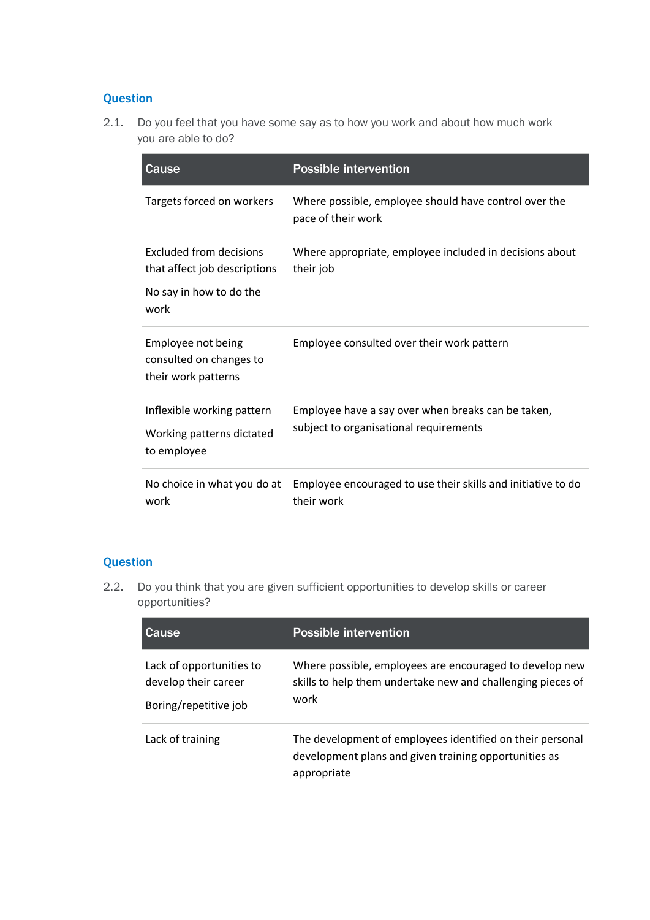### Question

2.1. Do you feel that you have some say as to how you work and about how much work you are able to do?

| Cause | Possible intervention |
| --- | --- |
| Targets forced on workers | Where possible, employee should have control over the pace of their work |
| Excluded from decisions that affect job descriptions<br><br>No say in how to do the work | Where appropriate, employee included in decisions about their job |
| Employee not being consulted on changes to their work patterns | Employee consulted over their work pattern |
| Inflexible working pattern<br><br>Working patterns dictated to employee | Employee have a say over when breaks can be taken, subject to organisational requirements |
| No choice in what you do at work | Employee encouraged to use their skills and initiative to do their work |

### Question

2.2. Do you think that you are given sufficient opportunities to develop skills or career opportunities?

| Cause | Possible intervention |
| --- | --- |
| Lack of opportunities to develop their career<br><br>Boring/repetitive job | Where possible, employees are encouraged to develop new skills to help them undertake new and challenging pieces of work |
| Lack of training | The development of employees identified on their personal development plans and given training opportunities as appropriate |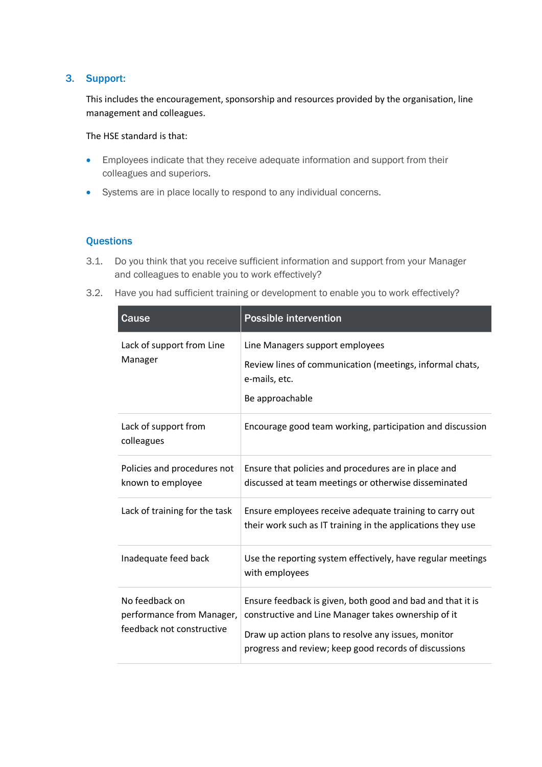## 3. Support:

This includes the encouragement, sponsorship and resources provided by the organisation, line management and colleagues.

The HSE standard is that:

- Employees indicate that they receive adequate information and support from their colleagues and superiors.
- Systems are in place locally to respond to any individual concerns.

### Questions

3.1. Do you think that you receive sufficient information and support from your Manager and colleagues to enable you to work effectively?

3.2. Have you had sufficient training or development to enable you to work effectively?

| Cause | Possible intervention |
|---|---|
| Lack of support from Line Manager | Line Managers support employees<br><br>Review lines of communication (meetings, informal chats, e-mails, etc.<br><br>Be approachable |
| Lack of support from colleagues | Encourage good team working, participation and discussion |
| Policies and procedures not known to employee | Ensure that policies and procedures are in place and discussed at team meetings or otherwise disseminated |
| Lack of training for the task | Ensure employees receive adequate training to carry out their work such as IT training in the applications they use |
| Inadequate feed back | Use the reporting system effectively, have regular meetings with employees |
| No feedback on performance from Manager, feedback not constructive | Ensure feedback is given, both good and bad and that it is constructive and Line Manager takes ownership of it<br><br>Draw up action plans to resolve any issues, monitor progress and review; keep good records of discussions |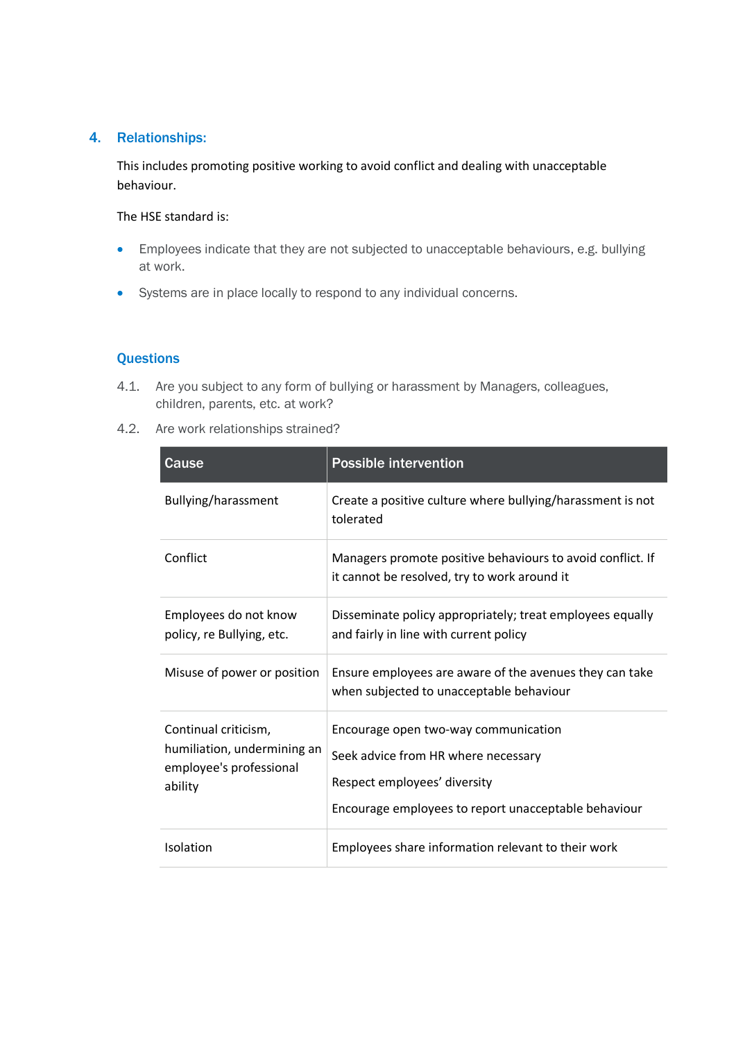## 4. Relationships:

This includes promoting positive working to avoid conflict and dealing with unacceptable behaviour.

The HSE standard is:

- Employees indicate that they are not subjected to unacceptable behaviours, e.g. bullying at work.
- Systems are in place locally to respond to any individual concerns.

### Questions

4.1. Are you subject to any form of bullying or harassment by Managers, colleagues, children, parents, etc. at work?

4.2. Are work relationships strained?

| Cause | Possible intervention |
|---|---|
| Bullying/harassment | Create a positive culture where bullying/harassment is not tolerated |
| Conflict | Managers promote positive behaviours to avoid conflict. If it cannot be resolved, try to work around it |
| Employees do not know policy, re Bullying, etc. | Disseminate policy appropriately; treat employees equally and fairly in line with current policy |
| Misuse of power or position | Ensure employees are aware of the avenues they can take when subjected to unacceptable behaviour |
| Continual criticism, humiliation, undermining an employee's professional ability | Encourage open two-way communication<br>Seek advice from HR where necessary<br>Respect employees' diversity<br>Encourage employees to report unacceptable behaviour |
| Isolation | Employees share information relevant to their work |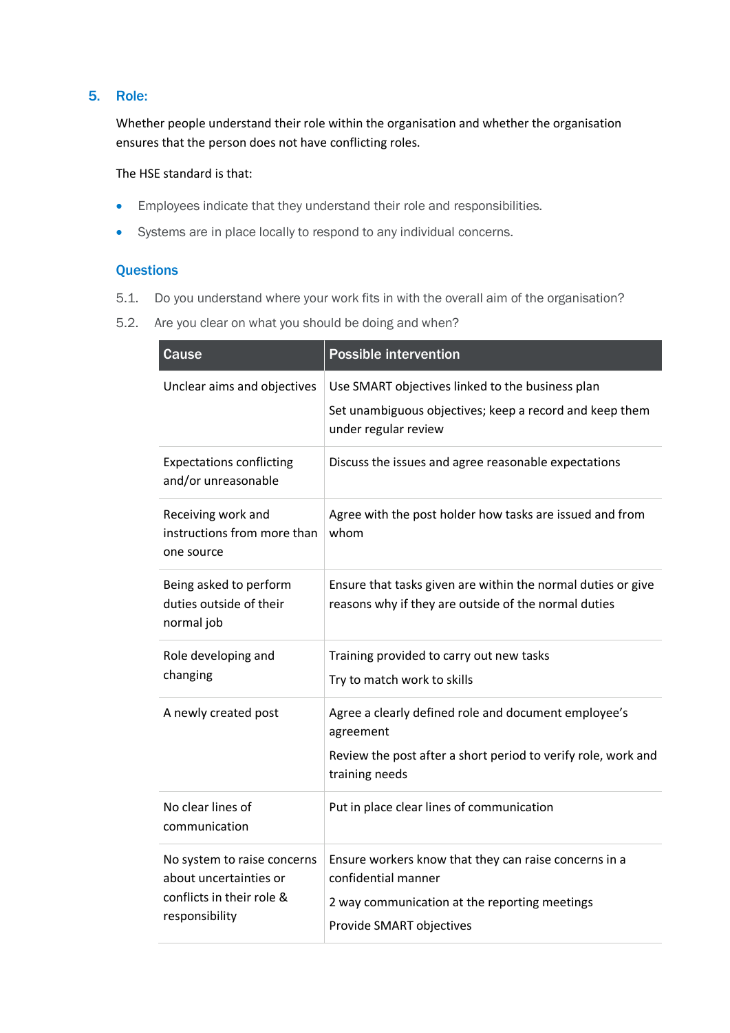## 5. Role:

Whether people understand their role within the organisation and whether the organisation ensures that the person does not have conflicting roles.

The HSE standard is that:

- Employees indicate that they understand their role and responsibilities.
- Systems are in place locally to respond to any individual concerns.

### Questions

5.1. Do you understand where your work fits in with the overall aim of the organisation?

5.2. Are you clear on what you should be doing and when?

| Cause | Possible intervention |
| --- | --- |
| Unclear aims and objectives | Use SMART objectives linked to the business plan<br>Set unambiguous objectives; keep a record and keep them under regular review |
| Expectations conflicting and/or unreasonable | Discuss the issues and agree reasonable expectations |
| Receiving work and instructions from more than one source | Agree with the post holder how tasks are issued and from whom |
| Being asked to perform duties outside of their normal job | Ensure that tasks given are within the normal duties or give reasons why if they are outside of the normal duties |
| Role developing and changing | Training provided to carry out new tasks<br>Try to match work to skills |
| A newly created post | Agree a clearly defined role and document employee's agreement<br>Review the post after a short period to verify role, work and training needs |
| No clear lines of communication | Put in place clear lines of communication |
| No system to raise concerns about uncertainties or conflicts in their role & responsibility | Ensure workers know that they can raise concerns in a confidential manner<br>2 way communication at the reporting meetings<br>Provide SMART objectives |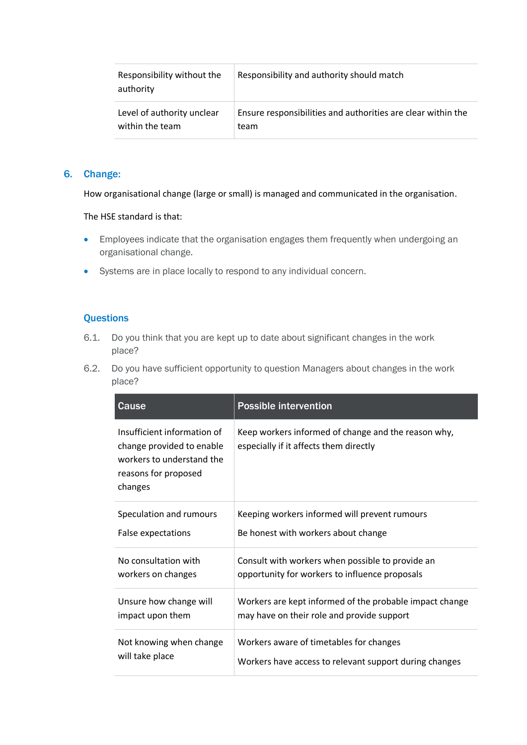| | |
|---|---|
| Responsibility without the authority | Responsibility and authority should match |
| Level of authority unclear within the team | Ensure responsibilities and authorities are clear within the team |

## 6. Change:

How organisational change (large or small) is managed and communicated in the organisation.

The HSE standard is that:

- Employees indicate that the organisation engages them frequently when undergoing an organisational change.
- Systems are in place locally to respond to any individual concern.

### Questions

6.1. Do you think that you are kept up to date about significant changes in the work place?

6.2. Do you have sufficient opportunity to question Managers about changes in the work place?

| Cause | Possible intervention |
|---|---|
| Insufficient information of change provided to enable workers to understand the reasons for proposed changes | Keep workers informed of change and the reason why, especially if it affects them directly |
| Speculation and rumours<br><br>False expectations | Keeping workers informed will prevent rumours<br><br>Be honest with workers about change |
| No consultation with workers on changes | Consult with workers when possible to provide an opportunity for workers to influence proposals |
| Unsure how change will impact upon them | Workers are kept informed of the probable impact change may have on their role and provide support |
| Not knowing when change will take place | Workers aware of timetables for changes<br><br>Workers have access to relevant support during changes |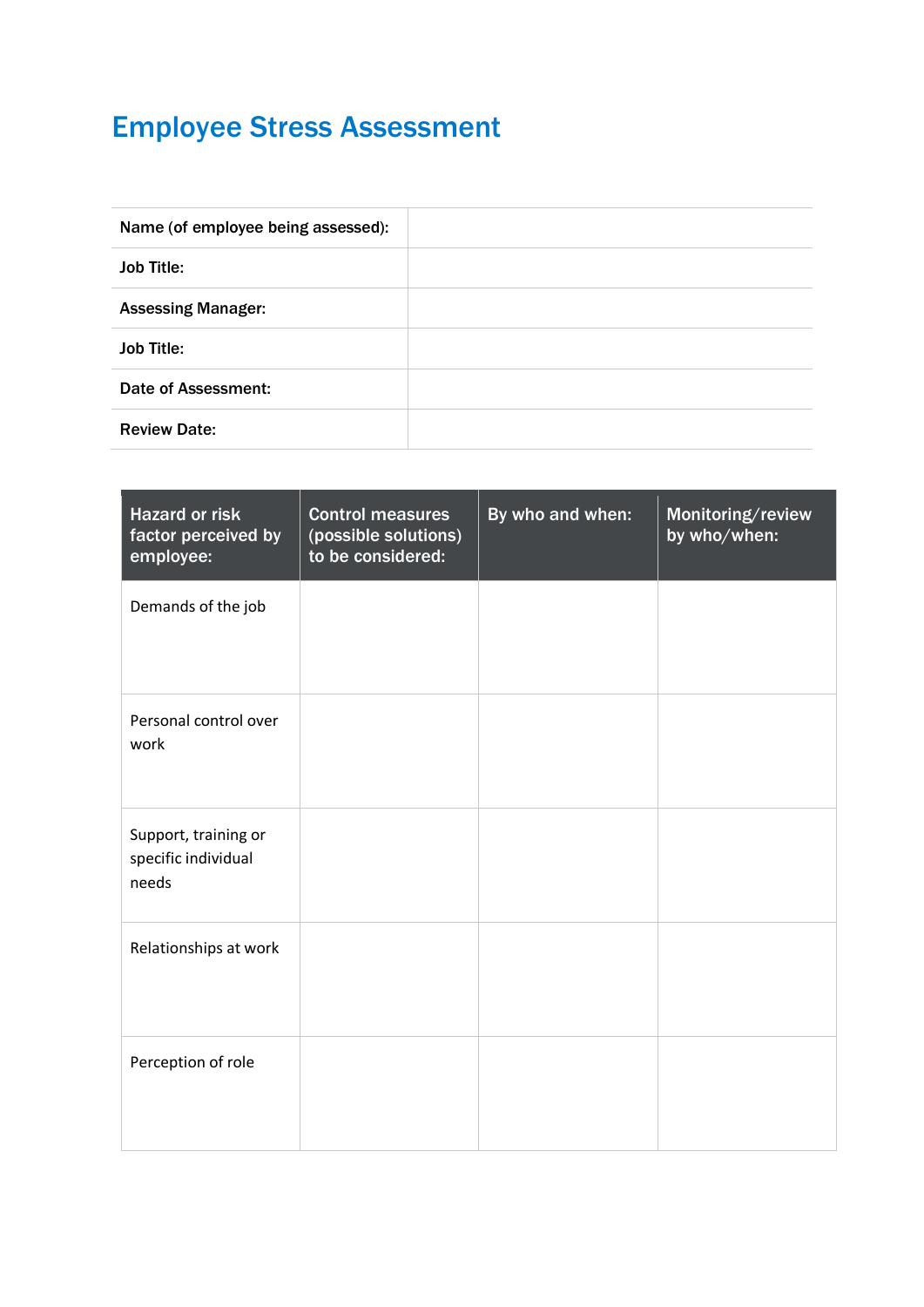# Employee Stress Assessment

| | |
|---|---|
| **Name (of employee being assessed):** | |
| **Job Title:** | |
| **Assessing Manager:** | |
| **Job Title:** | |
| **Date of Assessment:** | |
| **Review Date:** | |

| Hazard or risk factor perceived by employee: | Control measures (possible solutions) to be considered: | By who and when: | Monitoring/review by who/when: |
|---|---|---|---|
| Demands of the job | | | |
| Personal control over work | | | |
| Support, training or specific individual needs | | | |
| Relationships at work | | | |
| Perception of role | | | |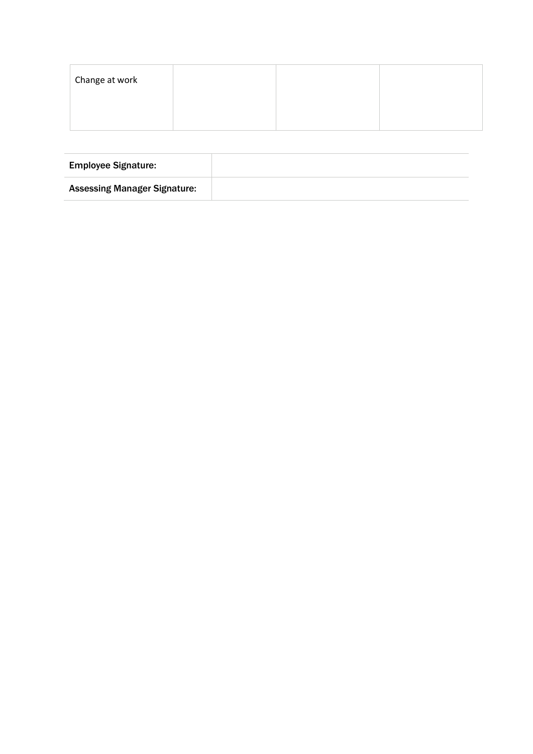| | | | |
|---|---|---|---|
| Change at work | | | |

| | |
|---|---|
| Employee Signature: | |
| Assessing Manager Signature: | |